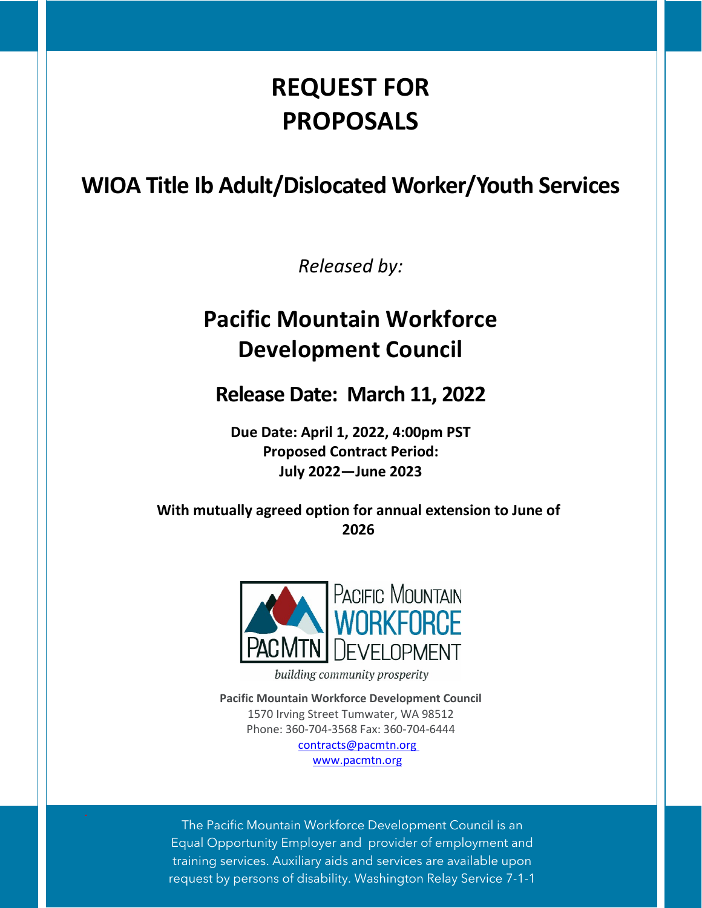# REQUEST FOR PROPOSALS

## WIOA Title Ib Adult/Dislocated Worker/Youth Services

*Released by:*

## Pacific Mountain Workforce Development Council

### Release Date: March 11, 2022

**Due Date: April 1, 2022, 4:00pm PST**
**Proposed Contract Period:**
**July 2022—June 2023**

**With mutually agreed option for annual extension to June of 2026**

Pacific Mountain Workforce Development

PACMTN

*building community prosperity*

**Pacific Mountain Workforce Development Council**
1570 Irving Street Tumwater, WA 98512
Phone: 360-704-3568 Fax: 360-704-6444
contracts@pacmtn.org
www.pacmtn.org

The Pacific Mountain Workforce Development Council is an Equal Opportunity Employer and provider of employment and training services. Auxiliary aids and services are available upon request by persons of disability. Washington Relay Service 7-1-1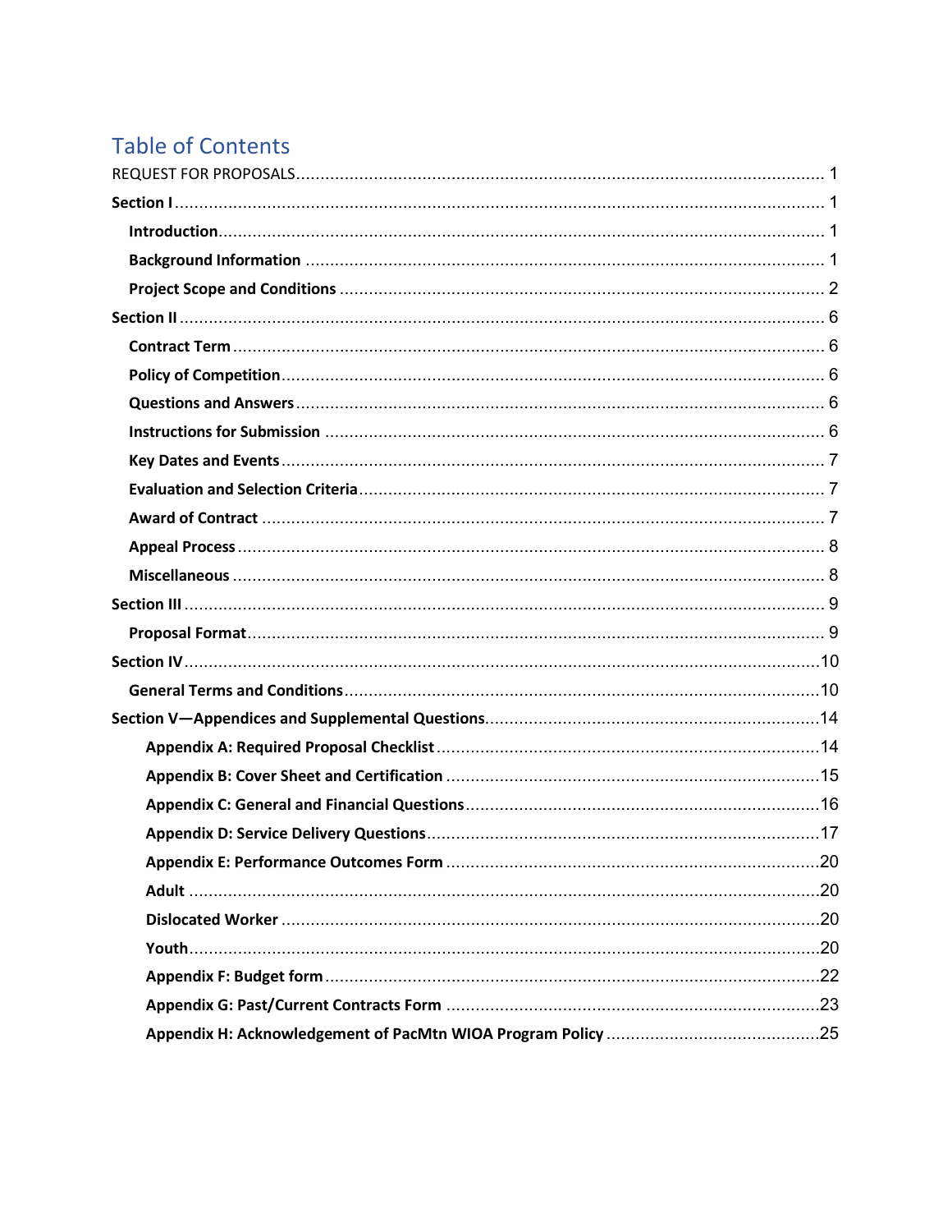# Table of Contents

REQUEST FOR PROPOSALS ........................................................ 1

**Section I** ........................................................ 1

- **Introduction** ........................................................ 1
- **Background Information** ........................................................ 1
- **Project Scope and Conditions** ........................................................ 2

**Section II** ........................................................ 6

- **Contract Term** ........................................................ 6
- **Policy of Competition** ........................................................ 6
- **Questions and Answers** ........................................................ 6
- **Instructions for Submission** ........................................................ 6
- **Key Dates and Events** ........................................................ 7
- **Evaluation and Selection Criteria** ........................................................ 7
- **Award of Contract** ........................................................ 7
- **Appeal Process** ........................................................ 8
- **Miscellaneous** ........................................................ 8

**Section III** ........................................................ 9

- **Proposal Format** ........................................................ 9

**Section IV** ........................................................ 10

- **General Terms and Conditions** ........................................................ 10

**Section V—Appendices and Supplemental Questions** ........................................................ 14

- **Appendix A: Required Proposal Checklist** ........................................................ 14
- **Appendix B: Cover Sheet and Certification** ........................................................ 15
- **Appendix C: General and Financial Questions** ........................................................ 16
- **Appendix D: Service Delivery Questions** ........................................................ 17
- **Appendix E: Performance Outcomes Form** ........................................................ 20
- **Adult** ........................................................ 20
- **Dislocated Worker** ........................................................ 20
- **Youth** ........................................................ 20
- **Appendix F: Budget form** ........................................................ 22
- **Appendix G: Past/Current Contracts Form** ........................................................ 23
- **Appendix H: Acknowledgement of PacMtn WIOA Program Policy** ........................................................ 25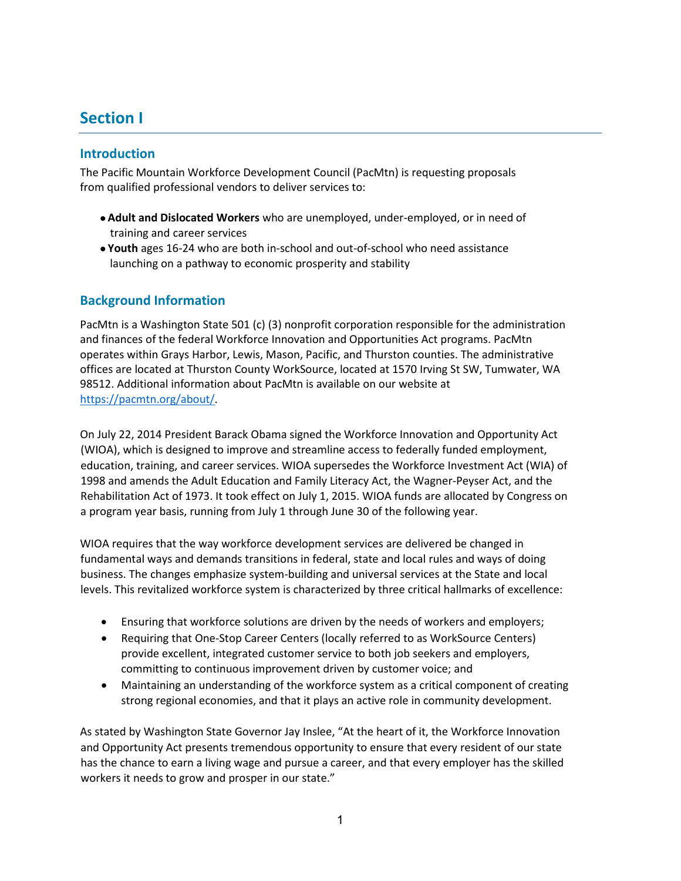# Section I

## Introduction

The Pacific Mountain Workforce Development Council (PacMtn) is requesting proposals from qualified professional vendors to deliver services to:

- **Adult and Dislocated Workers** who are unemployed, under-employed, or in need of training and career services
- **Youth** ages 16-24 who are both in-school and out-of-school who need assistance launching on a pathway to economic prosperity and stability

## Background Information

PacMtn is a Washington State 501 (c) (3) nonprofit corporation responsible for the administration and finances of the federal Workforce Innovation and Opportunities Act programs. PacMtn operates within Grays Harbor, Lewis, Mason, Pacific, and Thurston counties. The administrative offices are located at Thurston County WorkSource, located at 1570 Irving St SW, Tumwater, WA 98512. Additional information about PacMtn is available on our website at https://pacmtn.org/about/.

On July 22, 2014 President Barack Obama signed the Workforce Innovation and Opportunity Act (WIOA), which is designed to improve and streamline access to federally funded employment, education, training, and career services. WIOA supersedes the Workforce Investment Act (WIA) of 1998 and amends the Adult Education and Family Literacy Act, the Wagner-Peyser Act, and the Rehabilitation Act of 1973. It took effect on July 1, 2015. WIOA funds are allocated by Congress on a program year basis, running from July 1 through June 30 of the following year.

WIOA requires that the way workforce development services are delivered be changed in fundamental ways and demands transitions in federal, state and local rules and ways of doing business. The changes emphasize system-building and universal services at the State and local levels. This revitalized workforce system is characterized by three critical hallmarks of excellence:

- Ensuring that workforce solutions are driven by the needs of workers and employers;
- Requiring that One-Stop Career Centers (locally referred to as WorkSource Centers) provide excellent, integrated customer service to both job seekers and employers, committing to continuous improvement driven by customer voice; and
- Maintaining an understanding of the workforce system as a critical component of creating strong regional economies, and that it plays an active role in community development.

As stated by Washington State Governor Jay Inslee, "At the heart of it, the Workforce Innovation and Opportunity Act presents tremendous opportunity to ensure that every resident of our state has the chance to earn a living wage and pursue a career, and that every employer has the skilled workers it needs to grow and prosper in our state."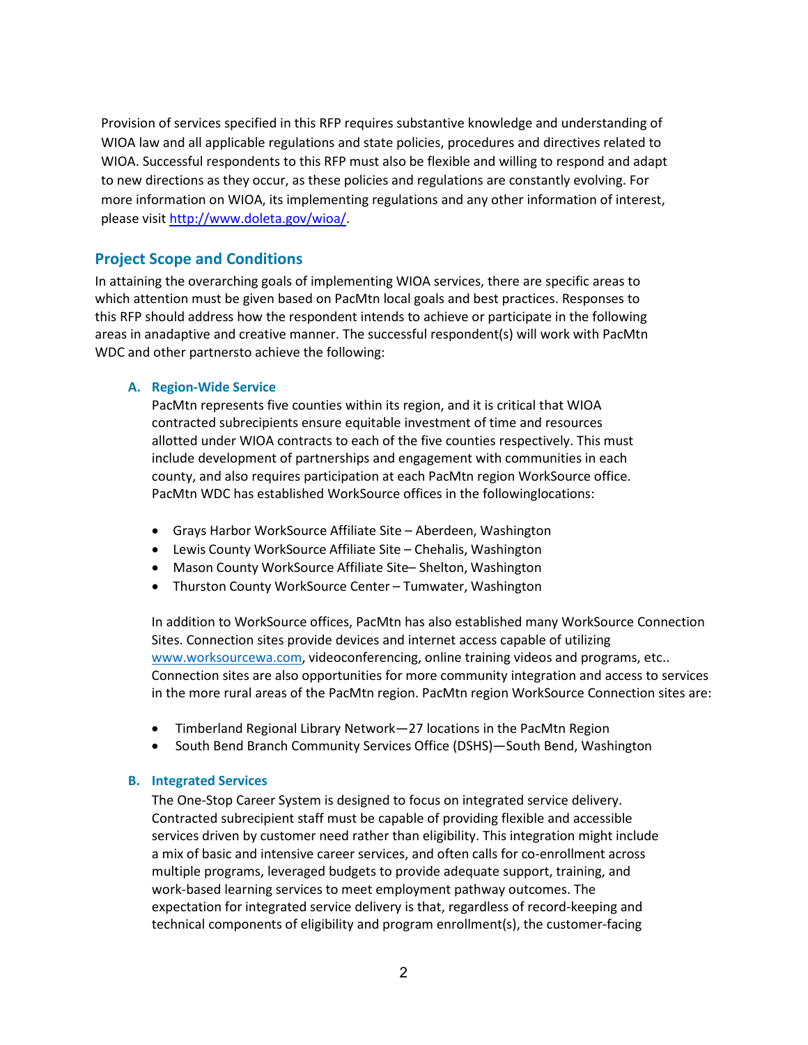Provision of services specified in this RFP requires substantive knowledge and understanding of WIOA law and all applicable regulations and state policies, procedures and directives related to WIOA. Successful respondents to this RFP must also be flexible and willing to respond and adapt to new directions as they occur, as these policies and regulations are constantly evolving. For more information on WIOA, its implementing regulations and any other information of interest, please visit http://www.doleta.gov/wioa/.

## Project Scope and Conditions

In attaining the overarching goals of implementing WIOA services, there are specific areas to which attention must be given based on PacMtn local goals and best practices. Responses to this RFP should address how the respondent intends to achieve or participate in the following areas in anadaptive and creative manner. The successful respondent(s) will work with PacMtn WDC and other partnersto achieve the following:

### A. Region-Wide Service

PacMtn represents five counties within its region, and it is critical that WIOA contracted subrecipients ensure equitable investment of time and resources allotted under WIOA contracts to each of the five counties respectively. This must include development of partnerships and engagement with communities in each county, and also requires participation at each PacMtn region WorkSource office. PacMtn WDC has established WorkSource offices in the followinglocations:

- Grays Harbor WorkSource Affiliate Site – Aberdeen, Washington
- Lewis County WorkSource Affiliate Site – Chehalis, Washington
- Mason County WorkSource Affiliate Site– Shelton, Washington
- Thurston County WorkSource Center – Tumwater, Washington

In addition to WorkSource offices, PacMtn has also established many WorkSource Connection Sites. Connection sites provide devices and internet access capable of utilizing www.worksourcewa.com, videoconferencing, online training videos and programs, etc.. Connection sites are also opportunities for more community integration and access to services in the more rural areas of the PacMtn region. PacMtn region WorkSource Connection sites are:

- Timberland Regional Library Network—27 locations in the PacMtn Region
- South Bend Branch Community Services Office (DSHS)—South Bend, Washington

### B. Integrated Services

The One-Stop Career System is designed to focus on integrated service delivery. Contracted subrecipient staff must be capable of providing flexible and accessible services driven by customer need rather than eligibility. This integration might include a mix of basic and intensive career services, and often calls for co-enrollment across multiple programs, leveraged budgets to provide adequate support, training, and work-based learning services to meet employment pathway outcomes. The expectation for integrated service delivery is that, regardless of record-keeping and technical components of eligibility and program enrollment(s), the customer-facing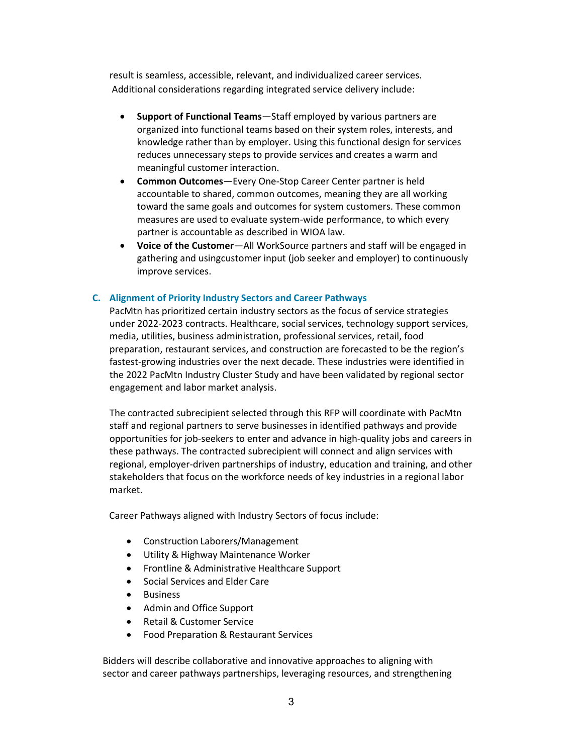result is seamless, accessible, relevant, and individualized career services. Additional considerations regarding integrated service delivery include:

- **Support of Functional Teams**—Staff employed by various partners are organized into functional teams based on their system roles, interests, and knowledge rather than by employer. Using this functional design for services reduces unnecessary steps to provide services and creates a warm and meaningful customer interaction.
- **Common Outcomes**—Every One-Stop Career Center partner is held accountable to shared, common outcomes, meaning they are all working toward the same goals and outcomes for system customers. These common measures are used to evaluate system-wide performance, to which every partner is accountable as described in WIOA law.
- **Voice of the Customer**—All WorkSource partners and staff will be engaged in gathering and usingcustomer input (job seeker and employer) to continuously improve services.

### C. Alignment of Priority Industry Sectors and Career Pathways

PacMtn has prioritized certain industry sectors as the focus of service strategies under 2022-2023 contracts. Healthcare, social services, technology support services, media, utilities, business administration, professional services, retail, food preparation, restaurant services, and construction are forecasted to be the region's fastest-growing industries over the next decade. These industries were identified in the 2022 PacMtn Industry Cluster Study and have been validated by regional sector engagement and labor market analysis.

The contracted subrecipient selected through this RFP will coordinate with PacMtn staff and regional partners to serve businesses in identified pathways and provide opportunities for job-seekers to enter and advance in high-quality jobs and careers in these pathways. The contracted subrecipient will connect and align services with regional, employer-driven partnerships of industry, education and training, and other stakeholders that focus on the workforce needs of key industries in a regional labor market.

Career Pathways aligned with Industry Sectors of focus include:

- Construction Laborers/Management
- Utility & Highway Maintenance Worker
- Frontline & Administrative Healthcare Support
- Social Services and Elder Care
- Business
- Admin and Office Support
- Retail & Customer Service
- Food Preparation & Restaurant Services

Bidders will describe collaborative and innovative approaches to aligning with sector and career pathways partnerships, leveraging resources, and strengthening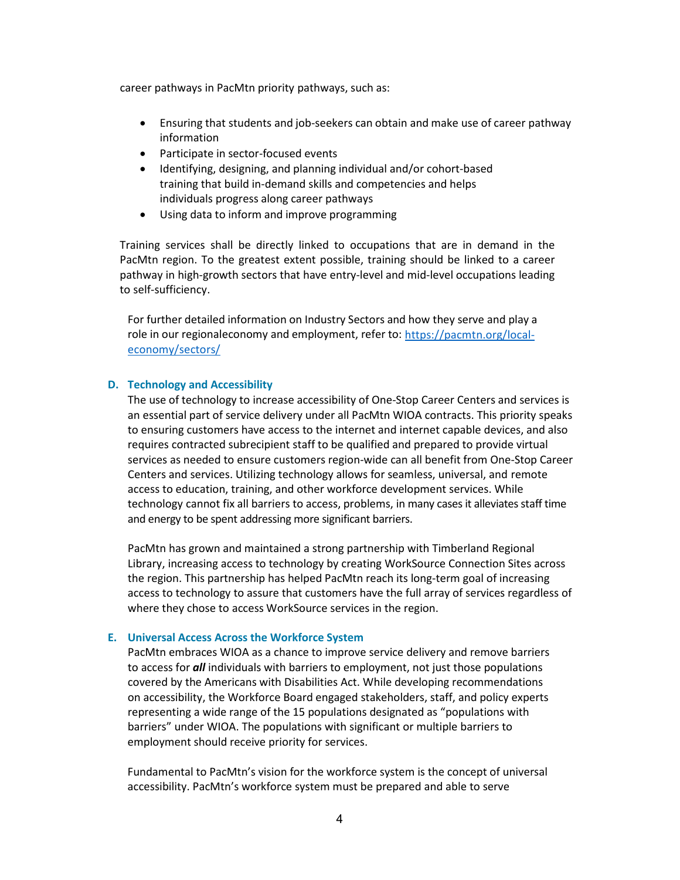career pathways in PacMtn priority pathways, such as:

- Ensuring that students and job-seekers can obtain and make use of career pathway information
- Participate in sector-focused events
- Identifying, designing, and planning individual and/or cohort-based training that build in-demand skills and competencies and helps individuals progress along career pathways
- Using data to inform and improve programming

Training services shall be directly linked to occupations that are in demand in the PacMtn region. To the greatest extent possible, training should be linked to a career pathway in high-growth sectors that have entry-level and mid-level occupations leading to self-sufficiency.

For further detailed information on Industry Sectors and how they serve and play a role in our regionaleconomy and employment, refer to: [https://pacmtn.org/local-economy/sectors/](https://pacmtn.org/local-economy/sectors/)

### D. Technology and Accessibility

The use of technology to increase accessibility of One-Stop Career Centers and services is an essential part of service delivery under all PacMtn WIOA contracts. This priority speaks to ensuring customers have access to the internet and internet capable devices, and also requires contracted subrecipient staff to be qualified and prepared to provide virtual services as needed to ensure customers region-wide can all benefit from One-Stop Career Centers and services. Utilizing technology allows for seamless, universal, and remote access to education, training, and other workforce development services. While technology cannot fix all barriers to access, problems, in many cases it alleviates staff time and energy to be spent addressing more significant barriers.

PacMtn has grown and maintained a strong partnership with Timberland Regional Library, increasing access to technology by creating WorkSource Connection Sites across the region. This partnership has helped PacMtn reach its long-term goal of increasing access to technology to assure that customers have the full array of services regardless of where they chose to access WorkSource services in the region.

### E. Universal Access Across the Workforce System

PacMtn embraces WIOA as a chance to improve service delivery and remove barriers to access for ***all*** individuals with barriers to employment, not just those populations covered by the Americans with Disabilities Act. While developing recommendations on accessibility, the Workforce Board engaged stakeholders, staff, and policy experts representing a wide range of the 15 populations designated as "populations with barriers" under WIOA. The populations with significant or multiple barriers to employment should receive priority for services.

Fundamental to PacMtn's vision for the workforce system is the concept of universal accessibility. PacMtn's workforce system must be prepared and able to serve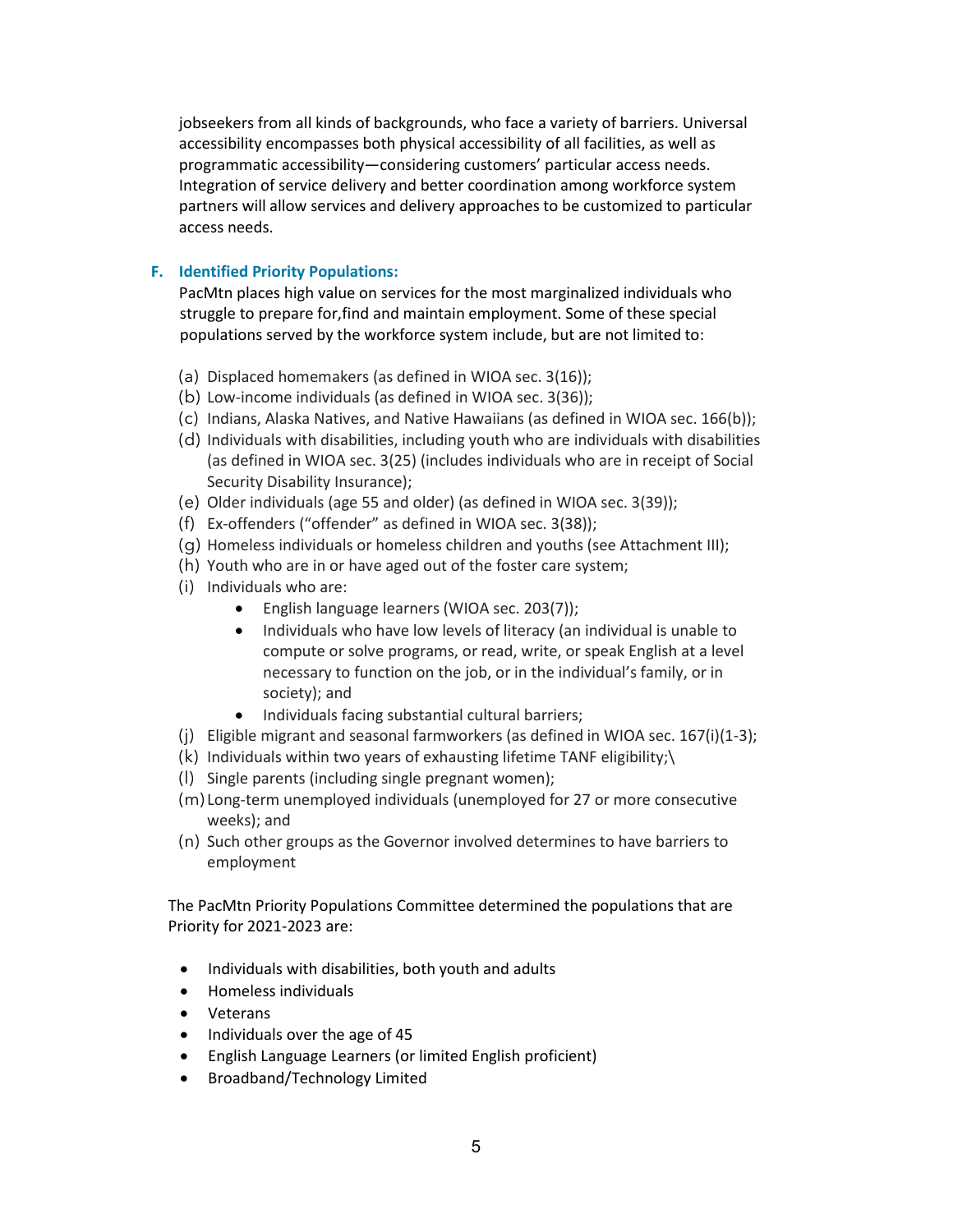jobseekers from all kinds of backgrounds, who face a variety of barriers. Universal accessibility encompasses both physical accessibility of all facilities, as well as programmatic accessibility—considering customers' particular access needs. Integration of service delivery and better coordination among workforce system partners will allow services and delivery approaches to be customized to particular access needs.

### F. Identified Priority Populations:

PacMtn places high value on services for the most marginalized individuals who struggle to prepare for,find and maintain employment. Some of these special populations served by the workforce system include, but are not limited to:

(a) Displaced homemakers (as defined in WIOA sec. 3(16));
(b) Low-income individuals (as defined in WIOA sec. 3(36));
(c) Indians, Alaska Natives, and Native Hawaiians (as defined in WIOA sec. 166(b));
(d) Individuals with disabilities, including youth who are individuals with disabilities (as defined in WIOA sec. 3(25) (includes individuals who are in receipt of Social Security Disability Insurance);
(e) Older individuals (age 55 and older) (as defined in WIOA sec. 3(39));
(f) Ex-offenders ("offender" as defined in WIOA sec. 3(38));
(g) Homeless individuals or homeless children and youths (see Attachment III);
(h) Youth who are in or have aged out of the foster care system;
(i) Individuals who are:
- English language learners (WIOA sec. 203(7));
- Individuals who have low levels of literacy (an individual is unable to compute or solve programs, or read, write, or speak English at a level necessary to function on the job, or in the individual's family, or in society); and
- Individuals facing substantial cultural barriers;

(j) Eligible migrant and seasonal farmworkers (as defined in WIOA sec. 167(i)(1-3);
(k) Individuals within two years of exhausting lifetime TANF eligibility;\
(l) Single parents (including single pregnant women);
(m) Long-term unemployed individuals (unemployed for 27 or more consecutive weeks); and
(n) Such other groups as the Governor involved determines to have barriers to employment

The PacMtn Priority Populations Committee determined the populations that are Priority for 2021-2023 are:

- Individuals with disabilities, both youth and adults
- Homeless individuals
- Veterans
- Individuals over the age of 45
- English Language Learners (or limited English proficient)
- Broadband/Technology Limited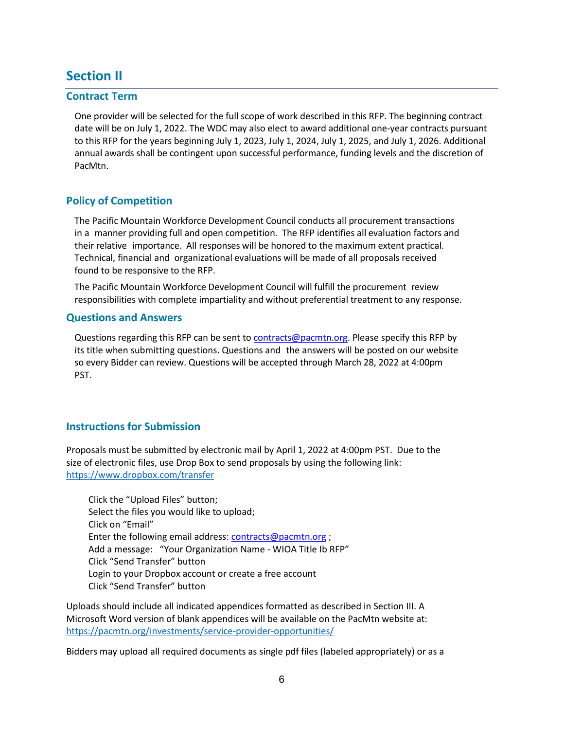# Section II

## Contract Term

One provider will be selected for the full scope of work described in this RFP. The beginning contract date will be on July 1, 2022. The WDC may also elect to award additional one-year contracts pursuant to this RFP for the years beginning July 1, 2023, July 1, 2024, July 1, 2025, and July 1, 2026. Additional annual awards shall be contingent upon successful performance, funding levels and the discretion of PacMtn.

## Policy of Competition

The Pacific Mountain Workforce Development Council conducts all procurement transactions in a manner providing full and open competition. The RFP identifies all evaluation factors and their relative importance. All responses will be honored to the maximum extent practical. Technical, financial and organizational evaluations will be made of all proposals received found to be responsive to the RFP.

The Pacific Mountain Workforce Development Council will fulfill the procurement review responsibilities with complete impartiality and without preferential treatment to any response.

## Questions and Answers

Questions regarding this RFP can be sent to [contracts@pacmtn.org](mailto:contracts@pacmtn.org). Please specify this RFP by its title when submitting questions. Questions and the answers will be posted on our website so every Bidder can review. Questions will be accepted through March 28, 2022 at 4:00pm PST.

## Instructions for Submission

Proposals must be submitted by electronic mail by April 1, 2022 at 4:00pm PST. Due to the size of electronic files, use Drop Box to send proposals by using the following link: [https://www.dropbox.com/transfer](https://www.dropbox.com/transfer)

Click the "Upload Files" button;
Select the files you would like to upload;
Click on "Email"
Enter the following email address: [contracts@pacmtn.org](mailto:contracts@pacmtn.org) ;
Add a message: "Your Organization Name - WIOA Title Ib RFP"
Click "Send Transfer" button
Login to your Dropbox account or create a free account
Click "Send Transfer" button

Uploads should include all indicated appendices formatted as described in Section III. A Microsoft Word version of blank appendices will be available on the PacMtn website at: [https://pacmtn.org/investments/service-provider-opportunities/](https://pacmtn.org/investments/service-provider-opportunities/)

Bidders may upload all required documents as single pdf files (labeled appropriately) or as a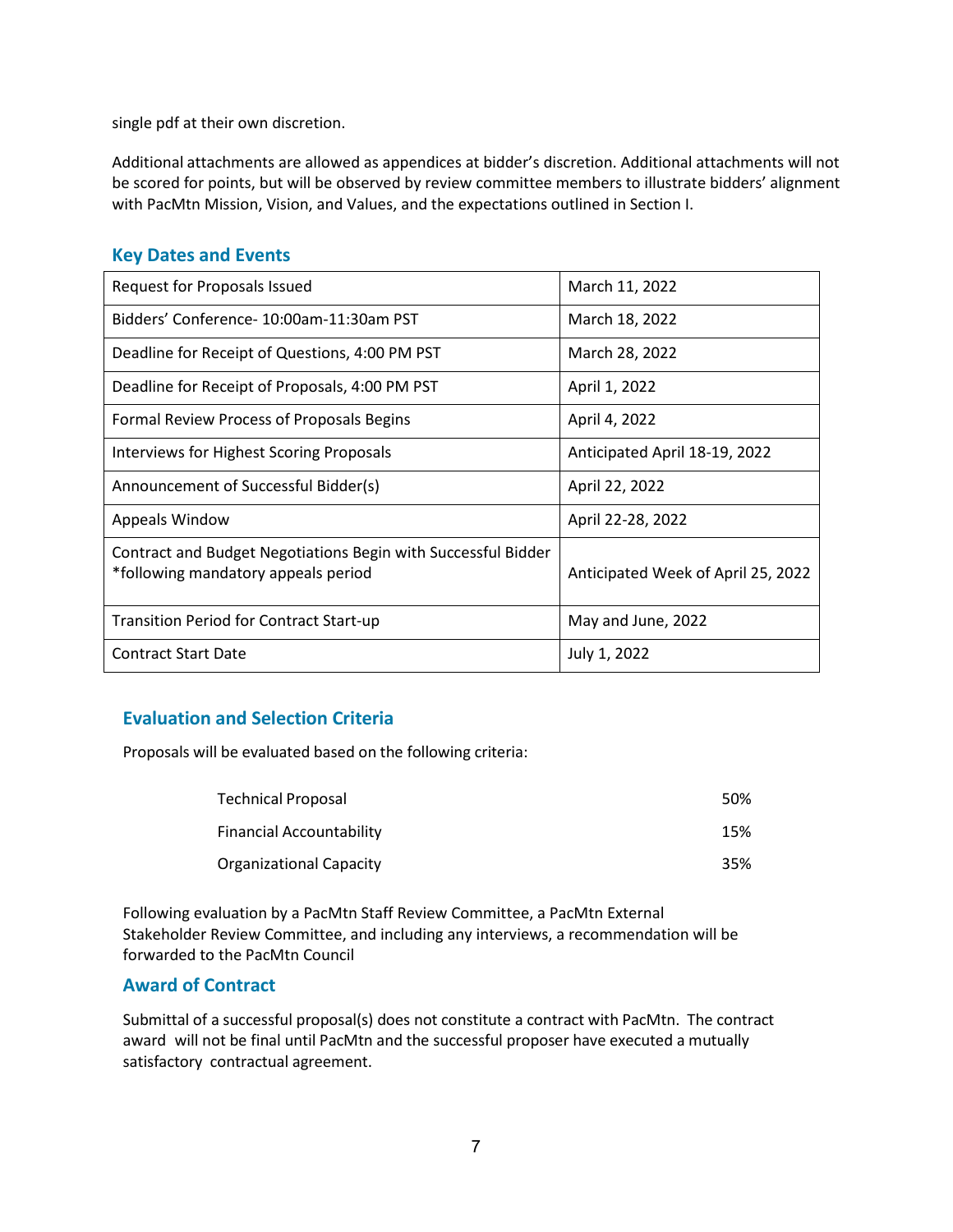single pdf at their own discretion.

Additional attachments are allowed as appendices at bidder's discretion. Additional attachments will not be scored for points, but will be observed by review committee members to illustrate bidders' alignment with PacMtn Mission, Vision, and Values, and the expectations outlined in Section I.

## Key Dates and Events

| Event | Date |
|---|---|
| Request for Proposals Issued | March 11, 2022 |
| Bidders' Conference- 10:00am-11:30am PST | March 18, 2022 |
| Deadline for Receipt of Questions, 4:00 PM PST | March 28, 2022 |
| Deadline for Receipt of Proposals, 4:00 PM PST | April 1, 2022 |
| Formal Review Process of Proposals Begins | April 4, 2022 |
| Interviews for Highest Scoring Proposals | Anticipated April 18-19, 2022 |
| Announcement of Successful Bidder(s) | April 22, 2022 |
| Appeals Window | April 22-28, 2022 |
| Contract and Budget Negotiations Begin with Successful Bidder *following mandatory appeals period | Anticipated Week of April 25, 2022 |
| Transition Period for Contract Start-up | May and June, 2022 |
| Contract Start Date | July 1, 2022 |

## Evaluation and Selection Criteria

Proposals will be evaluated based on the following criteria:

| Criteria | Weight |
|---|---|
| Technical Proposal | 50% |
| Financial Accountability | 15% |
| Organizational Capacity | 35% |

Following evaluation by a PacMtn Staff Review Committee, a PacMtn External Stakeholder Review Committee, and including any interviews, a recommendation will be forwarded to the PacMtn Council

## Award of Contract

Submittal of a successful proposal(s) does not constitute a contract with PacMtn. The contract award will not be final until PacMtn and the successful proposer have executed a mutually satisfactory contractual agreement.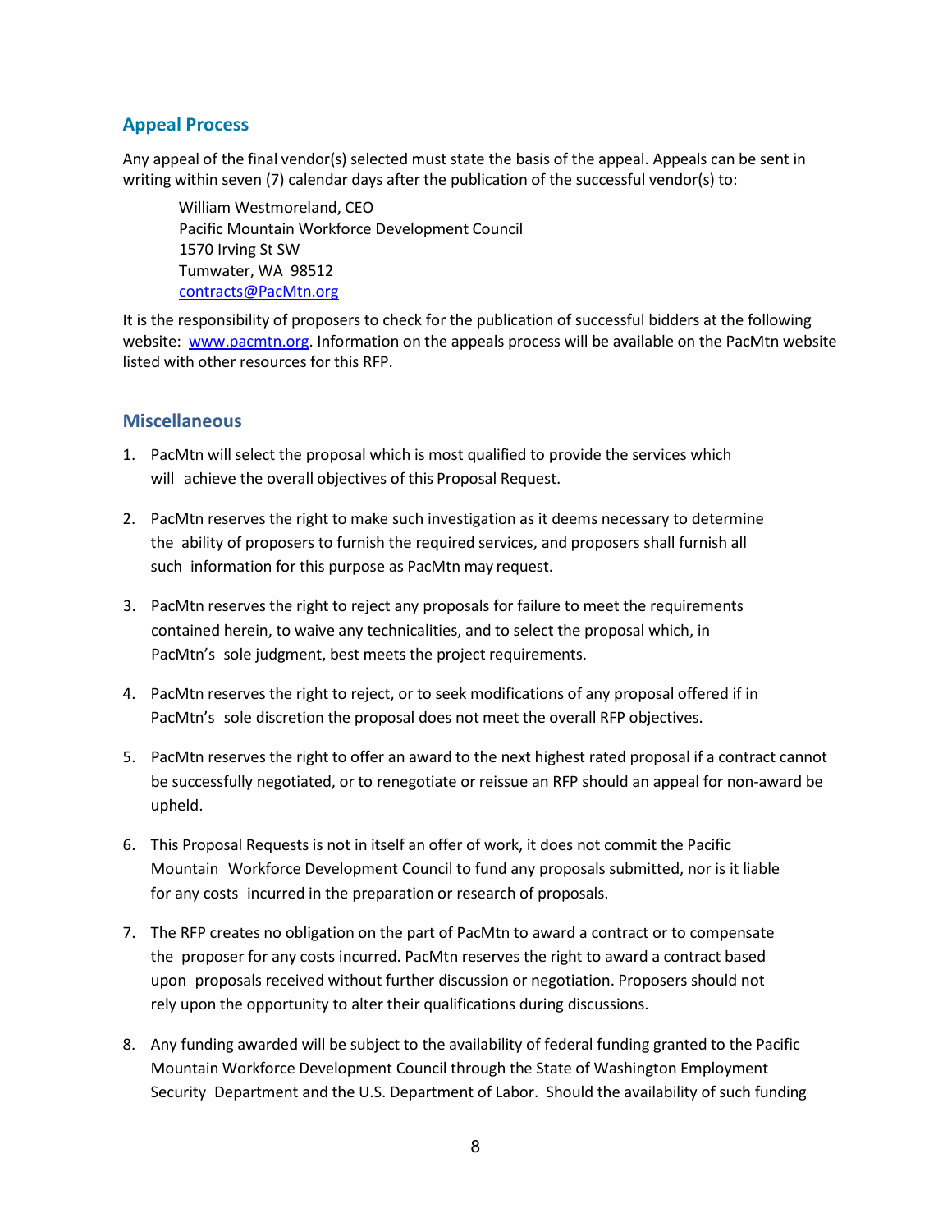## Appeal Process

Any appeal of the final vendor(s) selected must state the basis of the appeal. Appeals can be sent in writing within seven (7) calendar days after the publication of the successful vendor(s) to:

William Westmoreland, CEO
Pacific Mountain Workforce Development Council
1570 Irving St SW
Tumwater, WA 98512
contracts@PacMtn.org

It is the responsibility of proposers to check for the publication of successful bidders at the following website: www.pacmtn.org. Information on the appeals process will be available on the PacMtn website listed with other resources for this RFP.

## Miscellaneous

1. PacMtn will select the proposal which is most qualified to provide the services which will achieve the overall objectives of this Proposal Request.
2. PacMtn reserves the right to make such investigation as it deems necessary to determine the ability of proposers to furnish the required services, and proposers shall furnish all such information for this purpose as PacMtn may request.
3. PacMtn reserves the right to reject any proposals for failure to meet the requirements contained herein, to waive any technicalities, and to select the proposal which, in PacMtn's sole judgment, best meets the project requirements.
4. PacMtn reserves the right to reject, or to seek modifications of any proposal offered if in PacMtn's sole discretion the proposal does not meet the overall RFP objectives.
5. PacMtn reserves the right to offer an award to the next highest rated proposal if a contract cannot be successfully negotiated, or to renegotiate or reissue an RFP should an appeal for non-award be upheld.
6. This Proposal Requests is not in itself an offer of work, it does not commit the Pacific Mountain Workforce Development Council to fund any proposals submitted, nor is it liable for any costs incurred in the preparation or research of proposals.
7. The RFP creates no obligation on the part of PacMtn to award a contract or to compensate the proposer for any costs incurred. PacMtn reserves the right to award a contract based upon proposals received without further discussion or negotiation. Proposers should not rely upon the opportunity to alter their qualifications during discussions.
8. Any funding awarded will be subject to the availability of federal funding granted to the Pacific Mountain Workforce Development Council through the State of Washington Employment Security Department and the U.S. Department of Labor. Should the availability of such funding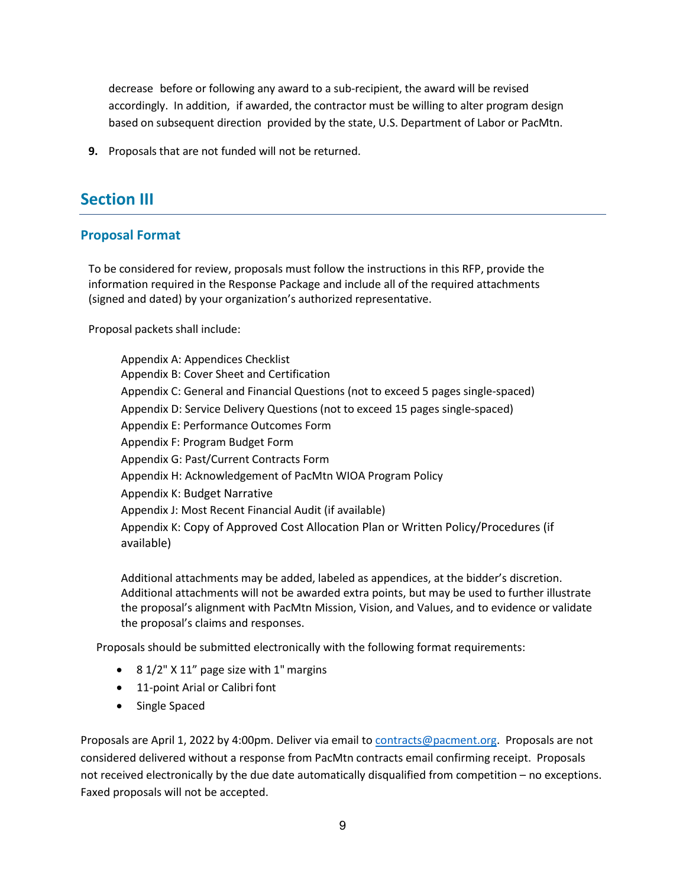decrease before or following any award to a sub-recipient, the award will be revised accordingly. In addition, if awarded, the contractor must be willing to alter program design based on subsequent direction provided by the state, U.S. Department of Labor or PacMtn.

**9.** Proposals that are not funded will not be returned.

# Section III

## Proposal Format

To be considered for review, proposals must follow the instructions in this RFP, provide the information required in the Response Package and include all of the required attachments (signed and dated) by your organization's authorized representative.

Proposal packets shall include:

Appendix A: Appendices Checklist
Appendix B: Cover Sheet and Certification
Appendix C: General and Financial Questions (not to exceed 5 pages single-spaced)
Appendix D: Service Delivery Questions (not to exceed 15 pages single-spaced)
Appendix E: Performance Outcomes Form
Appendix F: Program Budget Form
Appendix G: Past/Current Contracts Form
Appendix H: Acknowledgement of PacMtn WIOA Program Policy
Appendix K: Budget Narrative
Appendix J: Most Recent Financial Audit (if available)
Appendix K: Copy of Approved Cost Allocation Plan or Written Policy/Procedures (if available)

Additional attachments may be added, labeled as appendices, at the bidder's discretion. Additional attachments will not be awarded extra points, but may be used to further illustrate the proposal's alignment with PacMtn Mission, Vision, and Values, and to evidence or validate the proposal's claims and responses.

Proposals should be submitted electronically with the following format requirements:

- 8 1/2" X 11" page size with 1" margins
- 11-point Arial or Calibri font
- Single Spaced

Proposals are April 1, 2022 by 4:00pm. Deliver via email to contracts@pacment.org. Proposals are not considered delivered without a response from PacMtn contracts email confirming receipt. Proposals not received electronically by the due date automatically disqualified from competition – no exceptions. Faxed proposals will not be accepted.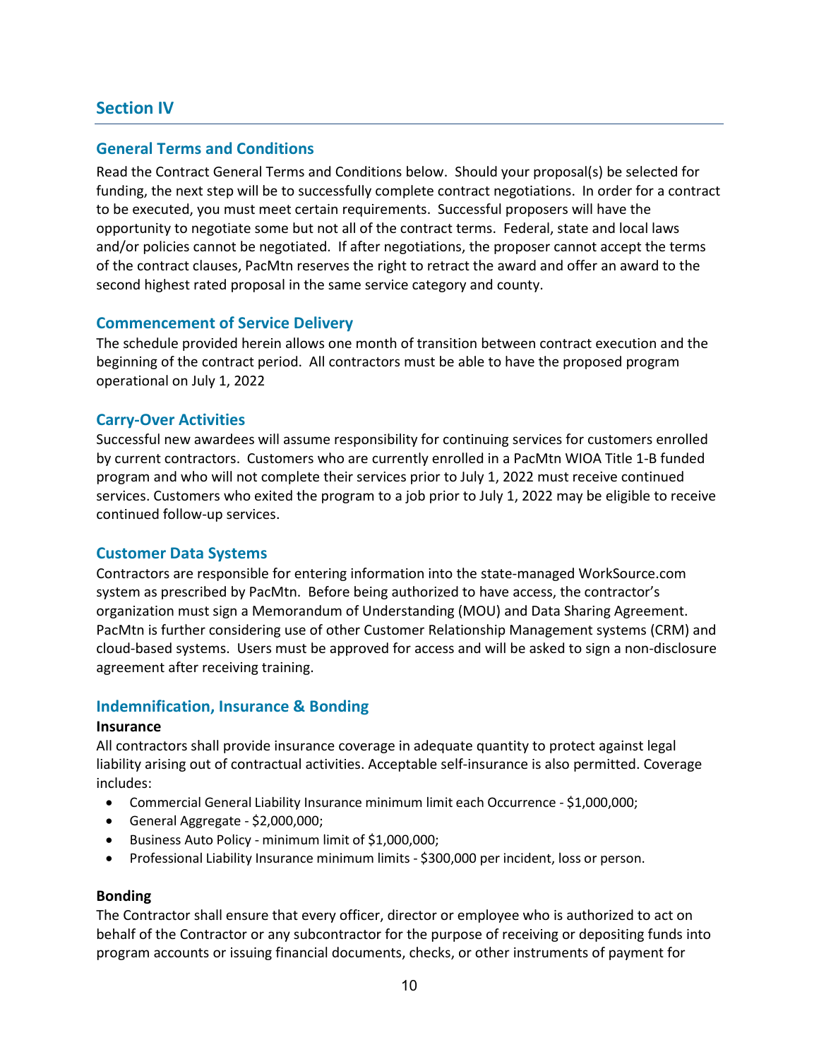## Section IV

### General Terms and Conditions

Read the Contract General Terms and Conditions below. Should your proposal(s) be selected for funding, the next step will be to successfully complete contract negotiations. In order for a contract to be executed, you must meet certain requirements. Successful proposers will have the opportunity to negotiate some but not all of the contract terms. Federal, state and local laws and/or policies cannot be negotiated. If after negotiations, the proposer cannot accept the terms of the contract clauses, PacMtn reserves the right to retract the award and offer an award to the second highest rated proposal in the same service category and county.

### Commencement of Service Delivery

The schedule provided herein allows one month of transition between contract execution and the beginning of the contract period. All contractors must be able to have the proposed program operational on July 1, 2022

### Carry-Over Activities

Successful new awardees will assume responsibility for continuing services for customers enrolled by current contractors. Customers who are currently enrolled in a PacMtn WIOA Title 1-B funded program and who will not complete their services prior to July 1, 2022 must receive continued services. Customers who exited the program to a job prior to July 1, 2022 may be eligible to receive continued follow-up services.

### Customer Data Systems

Contractors are responsible for entering information into the state-managed WorkSource.com system as prescribed by PacMtn. Before being authorized to have access, the contractor's organization must sign a Memorandum of Understanding (MOU) and Data Sharing Agreement. PacMtn is further considering use of other Customer Relationship Management systems (CRM) and cloud-based systems. Users must be approved for access and will be asked to sign a non-disclosure agreement after receiving training.

### Indemnification, Insurance & Bonding

**Insurance**

All contractors shall provide insurance coverage in adequate quantity to protect against legal liability arising out of contractual activities. Acceptable self-insurance is also permitted. Coverage includes:

- Commercial General Liability Insurance minimum limit each Occurrence - $1,000,000;
- General Aggregate - $2,000,000;
- Business Auto Policy - minimum limit of $1,000,000;
- Professional Liability Insurance minimum limits - $300,000 per incident, loss or person.

**Bonding**

The Contractor shall ensure that every officer, director or employee who is authorized to act on behalf of the Contractor or any subcontractor for the purpose of receiving or depositing funds into program accounts or issuing financial documents, checks, or other instruments of payment for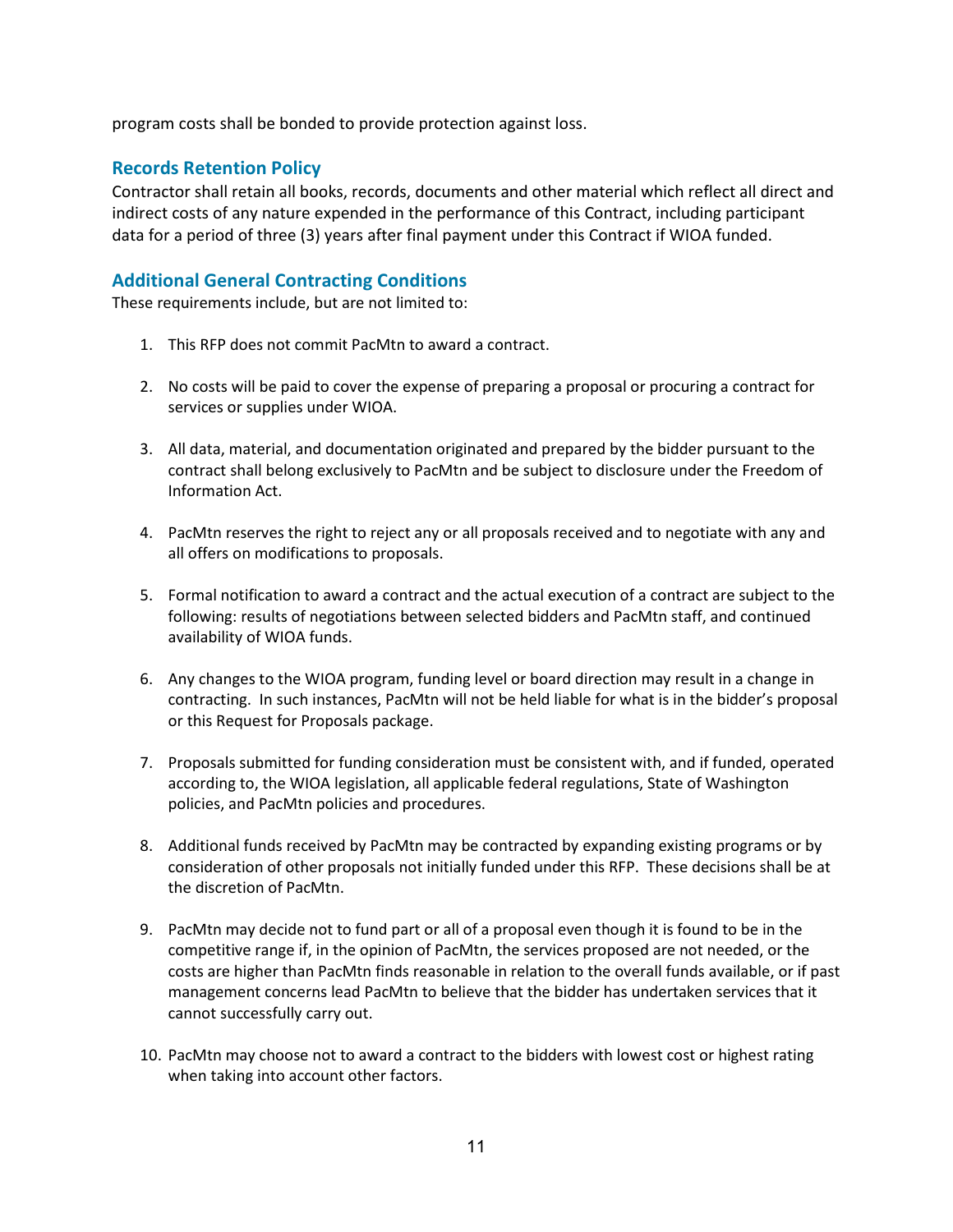program costs shall be bonded to provide protection against loss.

## Records Retention Policy

Contractor shall retain all books, records, documents and other material which reflect all direct and indirect costs of any nature expended in the performance of this Contract, including participant data for a period of three (3) years after final payment under this Contract if WIOA funded.

## Additional General Contracting Conditions

These requirements include, but are not limited to:

1. This RFP does not commit PacMtn to award a contract.

2. No costs will be paid to cover the expense of preparing a proposal or procuring a contract for services or supplies under WIOA.

3. All data, material, and documentation originated and prepared by the bidder pursuant to the contract shall belong exclusively to PacMtn and be subject to disclosure under the Freedom of Information Act.

4. PacMtn reserves the right to reject any or all proposals received and to negotiate with any and all offers on modifications to proposals.

5. Formal notification to award a contract and the actual execution of a contract are subject to the following: results of negotiations between selected bidders and PacMtn staff, and continued availability of WIOA funds.

6. Any changes to the WIOA program, funding level or board direction may result in a change in contracting. In such instances, PacMtn will not be held liable for what is in the bidder's proposal or this Request for Proposals package.

7. Proposals submitted for funding consideration must be consistent with, and if funded, operated according to, the WIOA legislation, all applicable federal regulations, State of Washington policies, and PacMtn policies and procedures.

8. Additional funds received by PacMtn may be contracted by expanding existing programs or by consideration of other proposals not initially funded under this RFP. These decisions shall be at the discretion of PacMtn.

9. PacMtn may decide not to fund part or all of a proposal even though it is found to be in the competitive range if, in the opinion of PacMtn, the services proposed are not needed, or the costs are higher than PacMtn finds reasonable in relation to the overall funds available, or if past management concerns lead PacMtn to believe that the bidder has undertaken services that it cannot successfully carry out.

10. PacMtn may choose not to award a contract to the bidders with lowest cost or highest rating when taking into account other factors.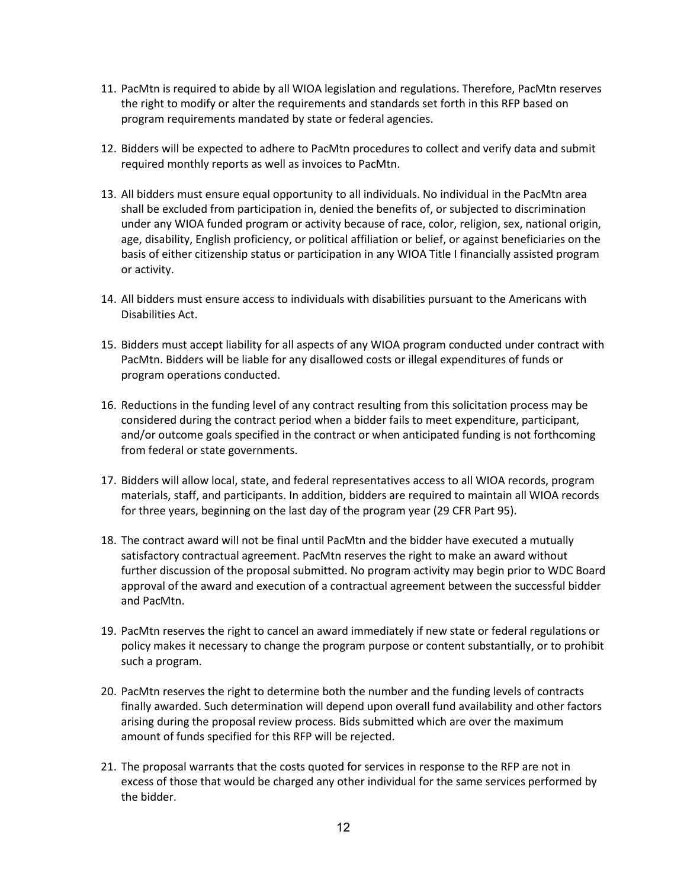11. PacMtn is required to abide by all WIOA legislation and regulations. Therefore, PacMtn reserves the right to modify or alter the requirements and standards set forth in this RFP based on program requirements mandated by state or federal agencies.

12. Bidders will be expected to adhere to PacMtn procedures to collect and verify data and submit required monthly reports as well as invoices to PacMtn.

13. All bidders must ensure equal opportunity to all individuals. No individual in the PacMtn area shall be excluded from participation in, denied the benefits of, or subjected to discrimination under any WIOA funded program or activity because of race, color, religion, sex, national origin, age, disability, English proficiency, or political affiliation or belief, or against beneficiaries on the basis of either citizenship status or participation in any WIOA Title I financially assisted program or activity.

14. All bidders must ensure access to individuals with disabilities pursuant to the Americans with Disabilities Act.

15. Bidders must accept liability for all aspects of any WIOA program conducted under contract with PacMtn. Bidders will be liable for any disallowed costs or illegal expenditures of funds or program operations conducted.

16. Reductions in the funding level of any contract resulting from this solicitation process may be considered during the contract period when a bidder fails to meet expenditure, participant, and/or outcome goals specified in the contract or when anticipated funding is not forthcoming from federal or state governments.

17. Bidders will allow local, state, and federal representatives access to all WIOA records, program materials, staff, and participants. In addition, bidders are required to maintain all WIOA records for three years, beginning on the last day of the program year (29 CFR Part 95).

18. The contract award will not be final until PacMtn and the bidder have executed a mutually satisfactory contractual agreement. PacMtn reserves the right to make an award without further discussion of the proposal submitted. No program activity may begin prior to WDC Board approval of the award and execution of a contractual agreement between the successful bidder and PacMtn.

19. PacMtn reserves the right to cancel an award immediately if new state or federal regulations or policy makes it necessary to change the program purpose or content substantially, or to prohibit such a program.

20. PacMtn reserves the right to determine both the number and the funding levels of contracts finally awarded. Such determination will depend upon overall fund availability and other factors arising during the proposal review process. Bids submitted which are over the maximum amount of funds specified for this RFP will be rejected.

21. The proposal warrants that the costs quoted for services in response to the RFP are not in excess of those that would be charged any other individual for the same services performed by the bidder.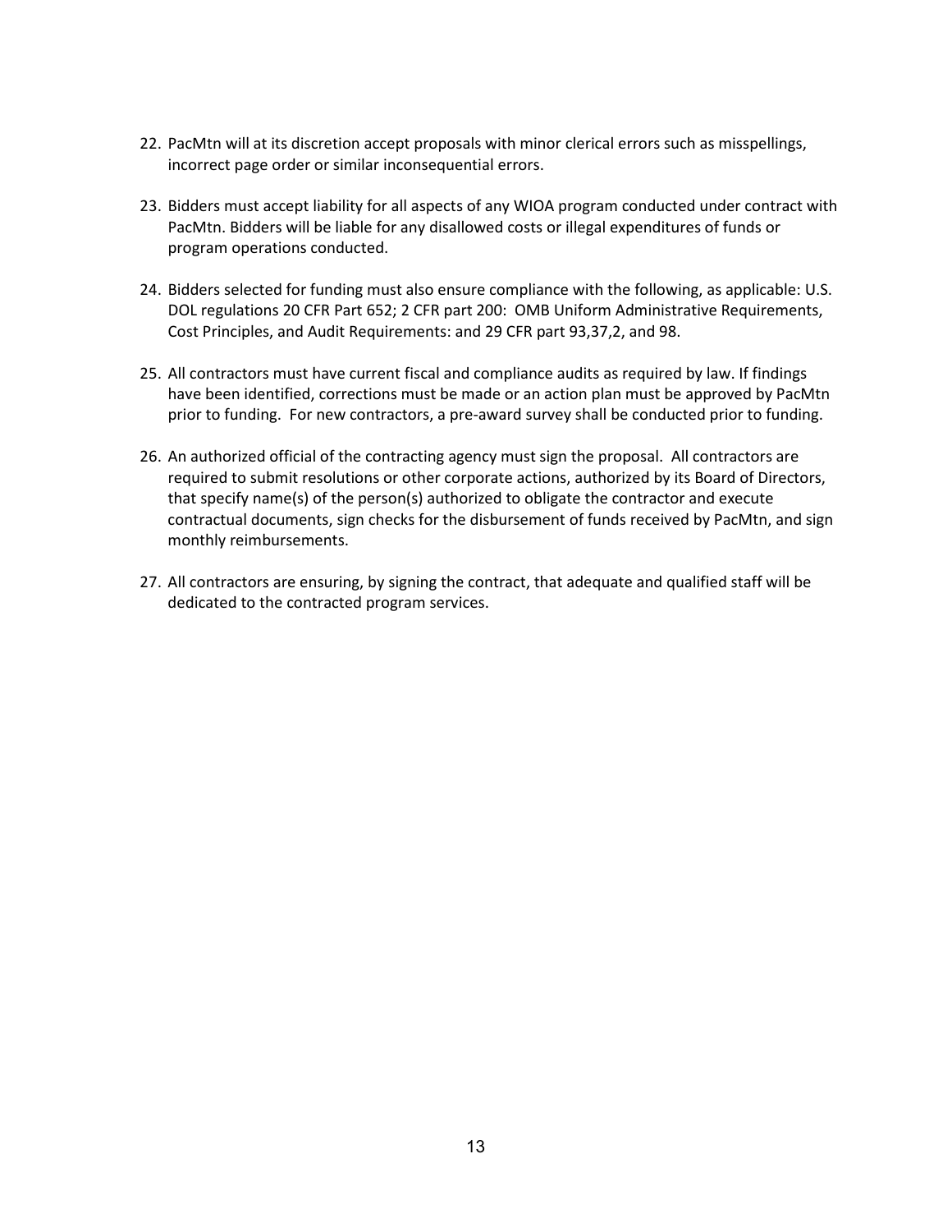22. PacMtn will at its discretion accept proposals with minor clerical errors such as misspellings, incorrect page order or similar inconsequential errors.

23. Bidders must accept liability for all aspects of any WIOA program conducted under contract with PacMtn. Bidders will be liable for any disallowed costs or illegal expenditures of funds or program operations conducted.

24. Bidders selected for funding must also ensure compliance with the following, as applicable: U.S. DOL regulations 20 CFR Part 652; 2 CFR part 200: OMB Uniform Administrative Requirements, Cost Principles, and Audit Requirements: and 29 CFR part 93,37,2, and 98.

25. All contractors must have current fiscal and compliance audits as required by law. If findings have been identified, corrections must be made or an action plan must be approved by PacMtn prior to funding. For new contractors, a pre-award survey shall be conducted prior to funding.

26. An authorized official of the contracting agency must sign the proposal. All contractors are required to submit resolutions or other corporate actions, authorized by its Board of Directors, that specify name(s) of the person(s) authorized to obligate the contractor and execute contractual documents, sign checks for the disbursement of funds received by PacMtn, and sign monthly reimbursements.

27. All contractors are ensuring, by signing the contract, that adequate and qualified staff will be dedicated to the contracted program services.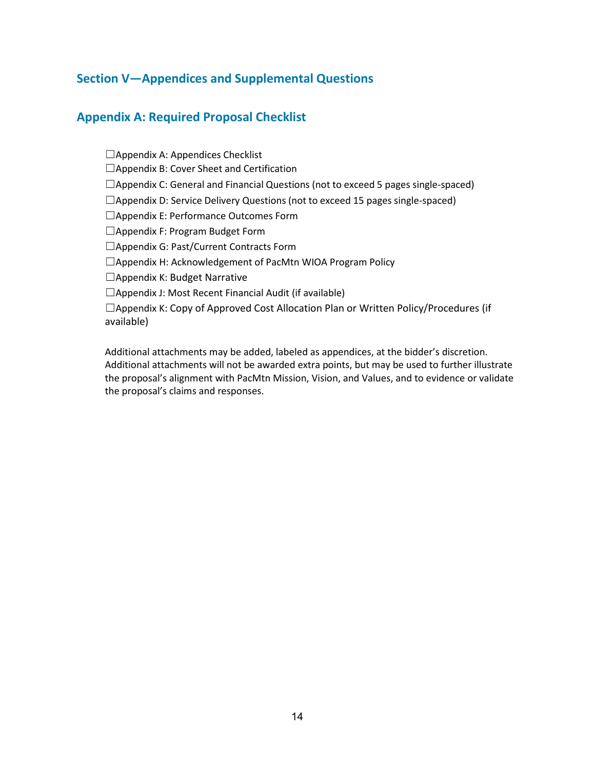## Section V—Appendices and Supplemental Questions

## Appendix A: Required Proposal Checklist

☐Appendix A: Appendices Checklist
☐Appendix B: Cover Sheet and Certification
☐Appendix C: General and Financial Questions (not to exceed 5 pages single-spaced)
☐Appendix D: Service Delivery Questions (not to exceed 15 pages single-spaced)
☐Appendix E: Performance Outcomes Form
☐Appendix F: Program Budget Form
☐Appendix G: Past/Current Contracts Form
☐Appendix H: Acknowledgement of PacMtn WIOA Program Policy
☐Appendix K: Budget Narrative
☐Appendix J: Most Recent Financial Audit (if available)
☐Appendix K: Copy of Approved Cost Allocation Plan or Written Policy/Procedures (if available)

Additional attachments may be added, labeled as appendices, at the bidder's discretion. Additional attachments will not be awarded extra points, but may be used to further illustrate the proposal's alignment with PacMtn Mission, Vision, and Values, and to evidence or validate the proposal's claims and responses.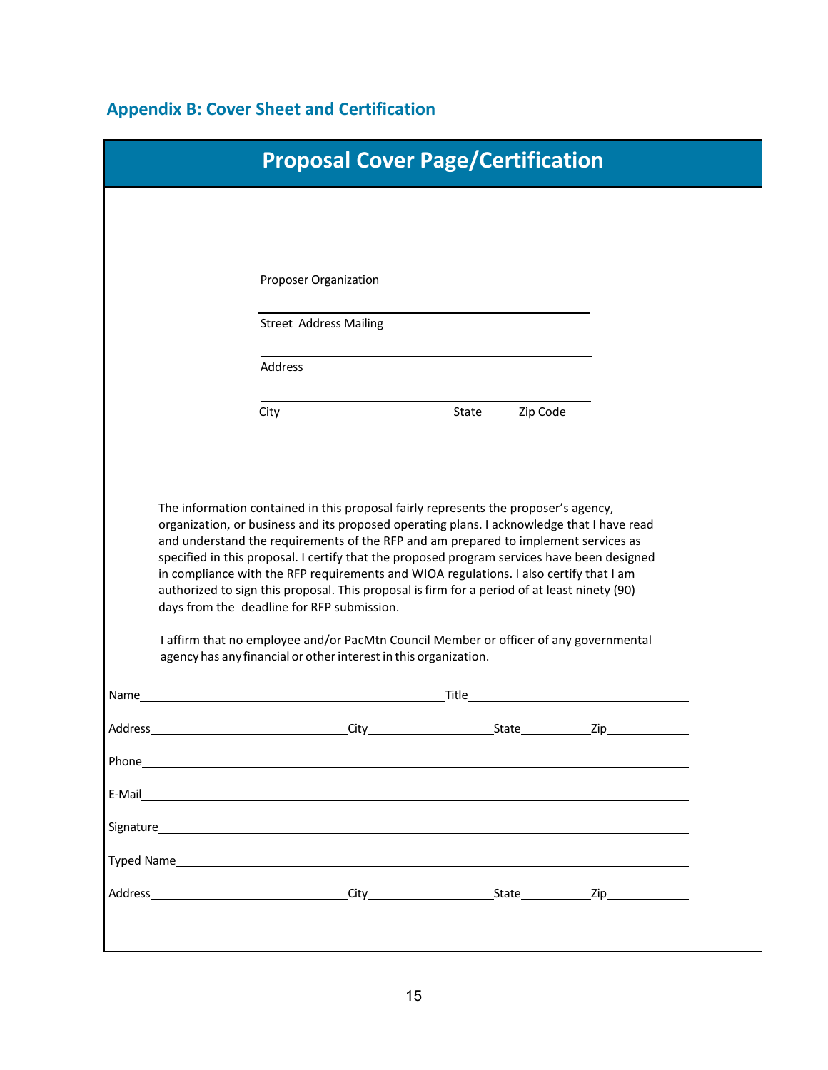## Appendix B: Cover Sheet and Certification

# Proposal Cover Page/Certification

______________________________
Proposer Organization

______________________________
Street Address Mailing

______________________________
Address

______________________________
City State Zip Code

The information contained in this proposal fairly represents the proposer's agency, organization, or business and its proposed operating plans. I acknowledge that I have read and understand the requirements of the RFP and am prepared to implement services as specified in this proposal. I certify that the proposed program services have been designed in compliance with the RFP requirements and WIOA regulations. I also certify that I am authorized to sign this proposal. This proposal is firm for a period of at least ninety (90) days from the deadline for RFP submission.

I affirm that no employee and/or PacMtn Council Member or officer of any governmental agency has any financial or other interest in this organization.

Name______________________________Title______________________________

Address______________________City______________State__________Zip__________

Phone______________________________________________________________

E-Mail______________________________________________________________

Signature____________________________________________________________

Typed Name__________________________________________________________

Address______________________City______________State__________Zip__________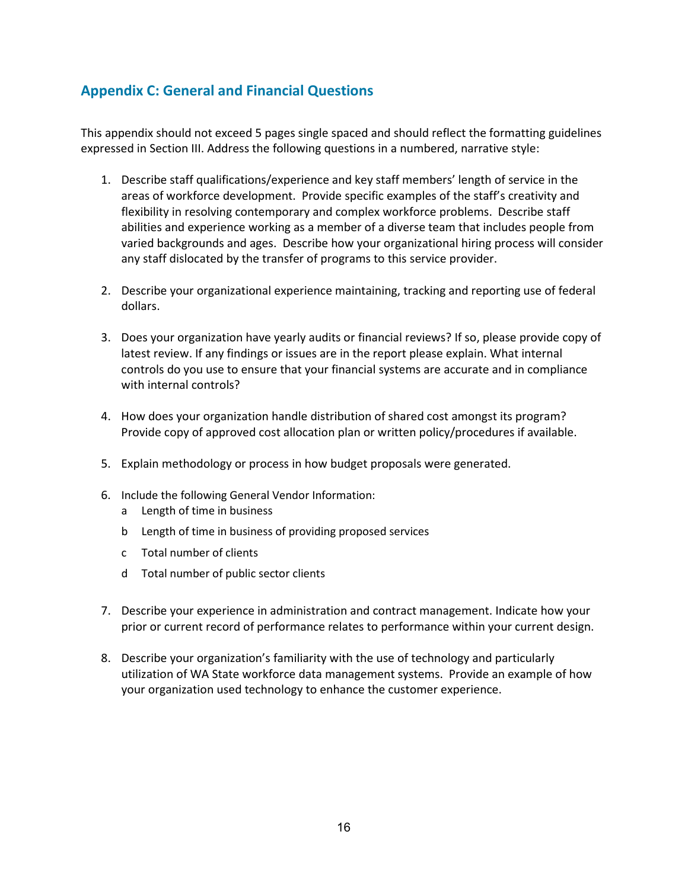## Appendix C: General and Financial Questions

This appendix should not exceed 5 pages single spaced and should reflect the formatting guidelines expressed in Section III. Address the following questions in a numbered, narrative style:

1. Describe staff qualifications/experience and key staff members' length of service in the areas of workforce development. Provide specific examples of the staff's creativity and flexibility in resolving contemporary and complex workforce problems. Describe staff abilities and experience working as a member of a diverse team that includes people from varied backgrounds and ages. Describe how your organizational hiring process will consider any staff dislocated by the transfer of programs to this service provider.

2. Describe your organizational experience maintaining, tracking and reporting use of federal dollars.

3. Does your organization have yearly audits or financial reviews? If so, please provide copy of latest review. If any findings or issues are in the report please explain. What internal controls do you use to ensure that your financial systems are accurate and in compliance with internal controls?

4. How does your organization handle distribution of shared cost amongst its program? Provide copy of approved cost allocation plan or written policy/procedures if available.

5. Explain methodology or process in how budget proposals were generated.

6. Include the following General Vendor Information:
   - a Length of time in business
   - b Length of time in business of providing proposed services
   - c Total number of clients
   - d Total number of public sector clients

7. Describe your experience in administration and contract management. Indicate how your prior or current record of performance relates to performance within your current design.

8. Describe your organization's familiarity with the use of technology and particularly utilization of WA State workforce data management systems. Provide an example of how your organization used technology to enhance the customer experience.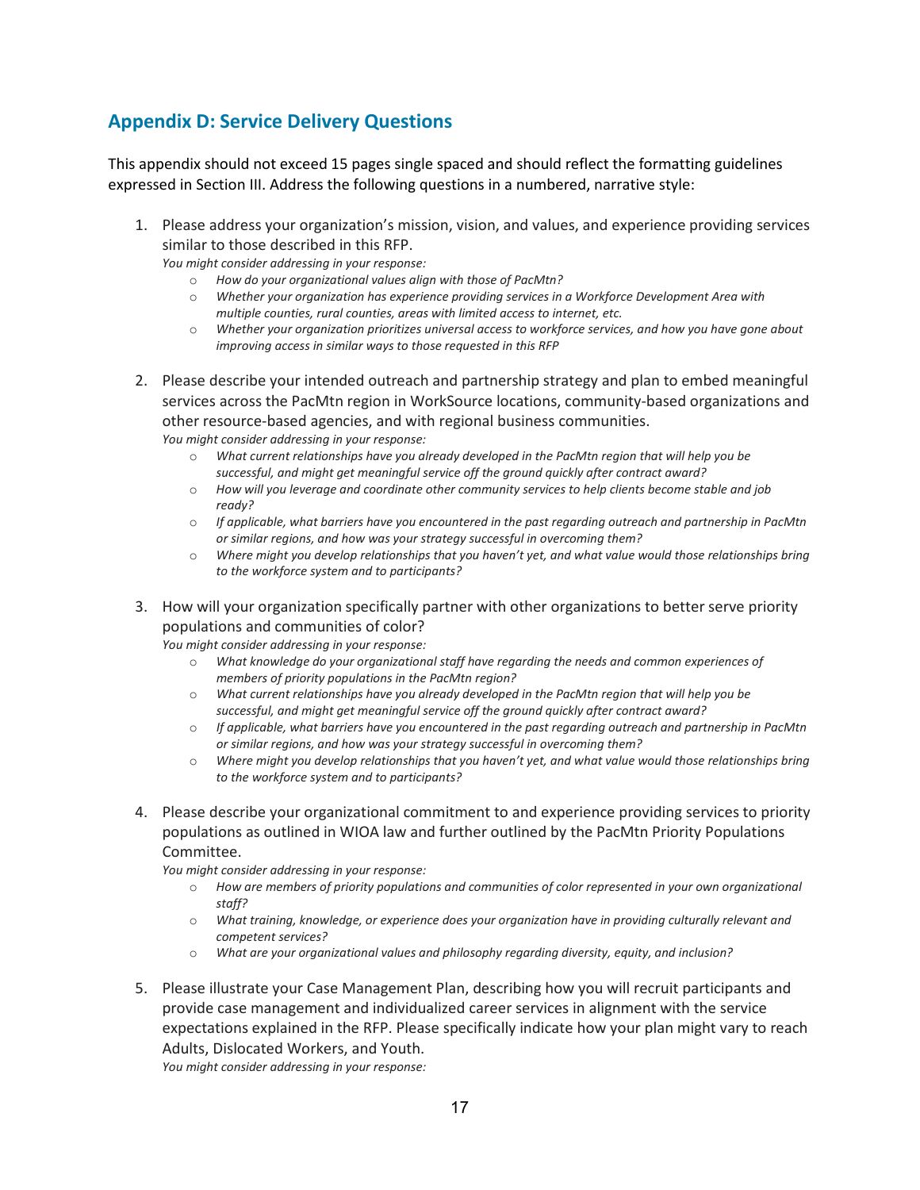## Appendix D: Service Delivery Questions

This appendix should not exceed 15 pages single spaced and should reflect the formatting guidelines expressed in Section III. Address the following questions in a numbered, narrative style:

1. Please address your organization's mission, vision, and values, and experience providing services similar to those described in this RFP.
   *You might consider addressing in your response:*
   - *How do your organizational values align with those of PacMtn?*
   - *Whether your organization has experience providing services in a Workforce Development Area with multiple counties, rural counties, areas with limited access to internet, etc.*
   - *Whether your organization prioritizes universal access to workforce services, and how you have gone about improving access in similar ways to those requested in this RFP*

2. Please describe your intended outreach and partnership strategy and plan to embed meaningful services across the PacMtn region in WorkSource locations, community-based organizations and other resource-based agencies, and with regional business communities.
   *You might consider addressing in your response:*
   - *What current relationships have you already developed in the PacMtn region that will help you be successful, and might get meaningful service off the ground quickly after contract award?*
   - *How will you leverage and coordinate other community services to help clients become stable and job ready?*
   - *If applicable, what barriers have you encountered in the past regarding outreach and partnership in PacMtn or similar regions, and how was your strategy successful in overcoming them?*
   - *Where might you develop relationships that you haven't yet, and what value would those relationships bring to the workforce system and to participants?*

3. How will your organization specifically partner with other organizations to better serve priority populations and communities of color?
   *You might consider addressing in your response:*
   - *What knowledge do your organizational staff have regarding the needs and common experiences of members of priority populations in the PacMtn region?*
   - *What current relationships have you already developed in the PacMtn region that will help you be successful, and might get meaningful service off the ground quickly after contract award?*
   - *If applicable, what barriers have you encountered in the past regarding outreach and partnership in PacMtn or similar regions, and how was your strategy successful in overcoming them?*
   - *Where might you develop relationships that you haven't yet, and what value would those relationships bring to the workforce system and to participants?*

4. Please describe your organizational commitment to and experience providing services to priority populations as outlined in WIOA law and further outlined by the PacMtn Priority Populations Committee.
   *You might consider addressing in your response:*
   - *How are members of priority populations and communities of color represented in your own organizational staff?*
   - *What training, knowledge, or experience does your organization have in providing culturally relevant and competent services?*
   - *What are your organizational values and philosophy regarding diversity, equity, and inclusion?*

5. Please illustrate your Case Management Plan, describing how you will recruit participants and provide case management and individualized career services in alignment with the service expectations explained in the RFP. Please specifically indicate how your plan might vary to reach Adults, Dislocated Workers, and Youth.
   *You might consider addressing in your response:*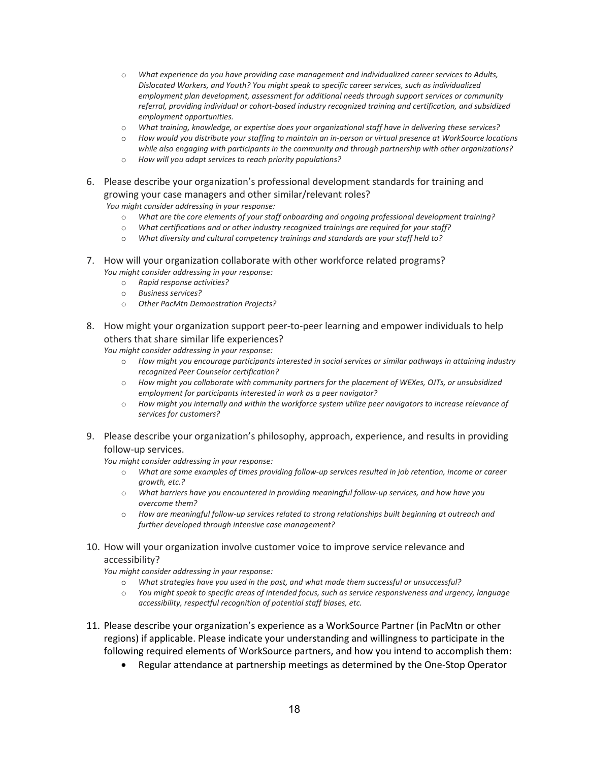- *What experience do you have providing case management and individualized career services to Adults, Dislocated Workers, and Youth? You might speak to specific career services, such as individualized employment plan development, assessment for additional needs through support services or community referral, providing individual or cohort-based industry recognized training and certification, and subsidized employment opportunities.*
    - *What training, knowledge, or expertise does your organizational staff have in delivering these services?*
    - *How would you distribute your staffing to maintain an in-person or virtual presence at WorkSource locations while also engaging with participants in the community and through partnership with other organizations?*
    - *How will you adapt services to reach priority populations?*

6. Please describe your organization's professional development standards for training and growing your case managers and other similar/relevant roles?
   *You might consider addressing in your response:*
    - *What are the core elements of your staff onboarding and ongoing professional development training?*
    - *What certifications and or other industry recognized trainings are required for your staff?*
    - *What diversity and cultural competency trainings and standards are your staff held to?*

7. How will your organization collaborate with other workforce related programs?
   *You might consider addressing in your response:*
    - *Rapid response activities?*
    - *Business services?*
    - *Other PacMtn Demonstration Projects?*

8. How might your organization support peer-to-peer learning and empower individuals to help others that share similar life experiences?
   *You might consider addressing in your response:*
    - *How might you encourage participants interested in social services or similar pathways in attaining industry recognized Peer Counselor certification?*
    - *How might you collaborate with community partners for the placement of WEXes, OJTs, or unsubsidized employment for participants interested in work as a peer navigator?*
    - *How might you internally and within the workforce system utilize peer navigators to increase relevance of services for customers?*

9. Please describe your organization's philosophy, approach, experience, and results in providing follow-up services.
   *You might consider addressing in your response:*
    - *What are some examples of times providing follow-up services resulted in job retention, income or career growth, etc.?*
    - *What barriers have you encountered in providing meaningful follow-up services, and how have you overcome them?*
    - *How are meaningful follow-up services related to strong relationships built beginning at outreach and further developed through intensive case management?*

10. How will your organization involve customer voice to improve service relevance and accessibility?
    *You might consider addressing in your response:*
    - *What strategies have you used in the past, and what made them successful or unsuccessful?*
    - *You might speak to specific areas of intended focus, such as service responsiveness and urgency, language accessibility, respectful recognition of potential staff biases, etc.*

11. Please describe your organization's experience as a WorkSource Partner (in PacMtn or other regions) if applicable. Please indicate your understanding and willingness to participate in the following required elements of WorkSource partners, and how you intend to accomplish them:
    - Regular attendance at partnership meetings as determined by the One-Stop Operator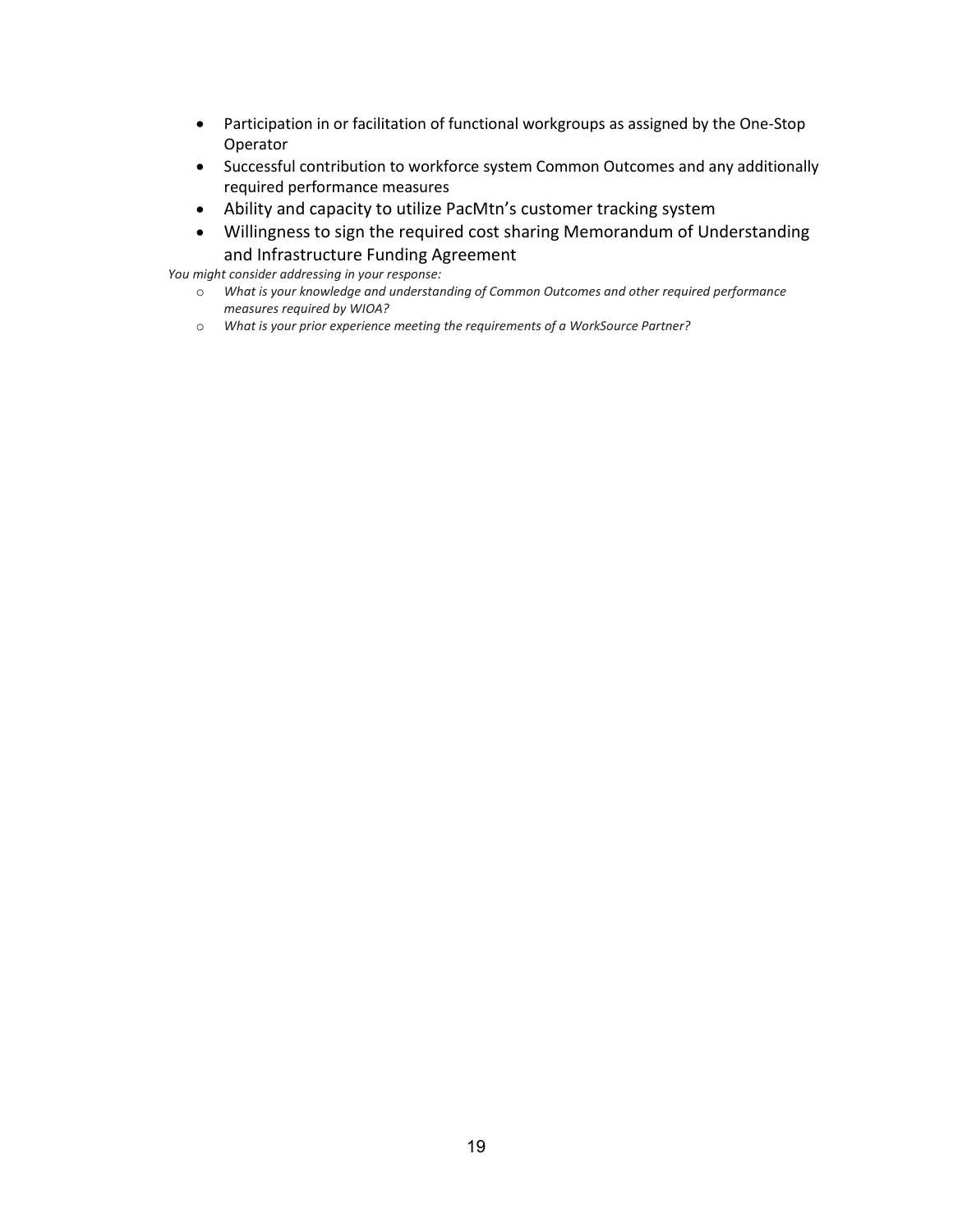- Participation in or facilitation of functional workgroups as assigned by the One-Stop Operator
- Successful contribution to workforce system Common Outcomes and any additionally required performance measures
- Ability and capacity to utilize PacMtn's customer tracking system
- Willingness to sign the required cost sharing Memorandum of Understanding and Infrastructure Funding Agreement

*You might consider addressing in your response:*

- *What is your knowledge and understanding of Common Outcomes and other required performance measures required by WIOA?*
- *What is your prior experience meeting the requirements of a WorkSource Partner?*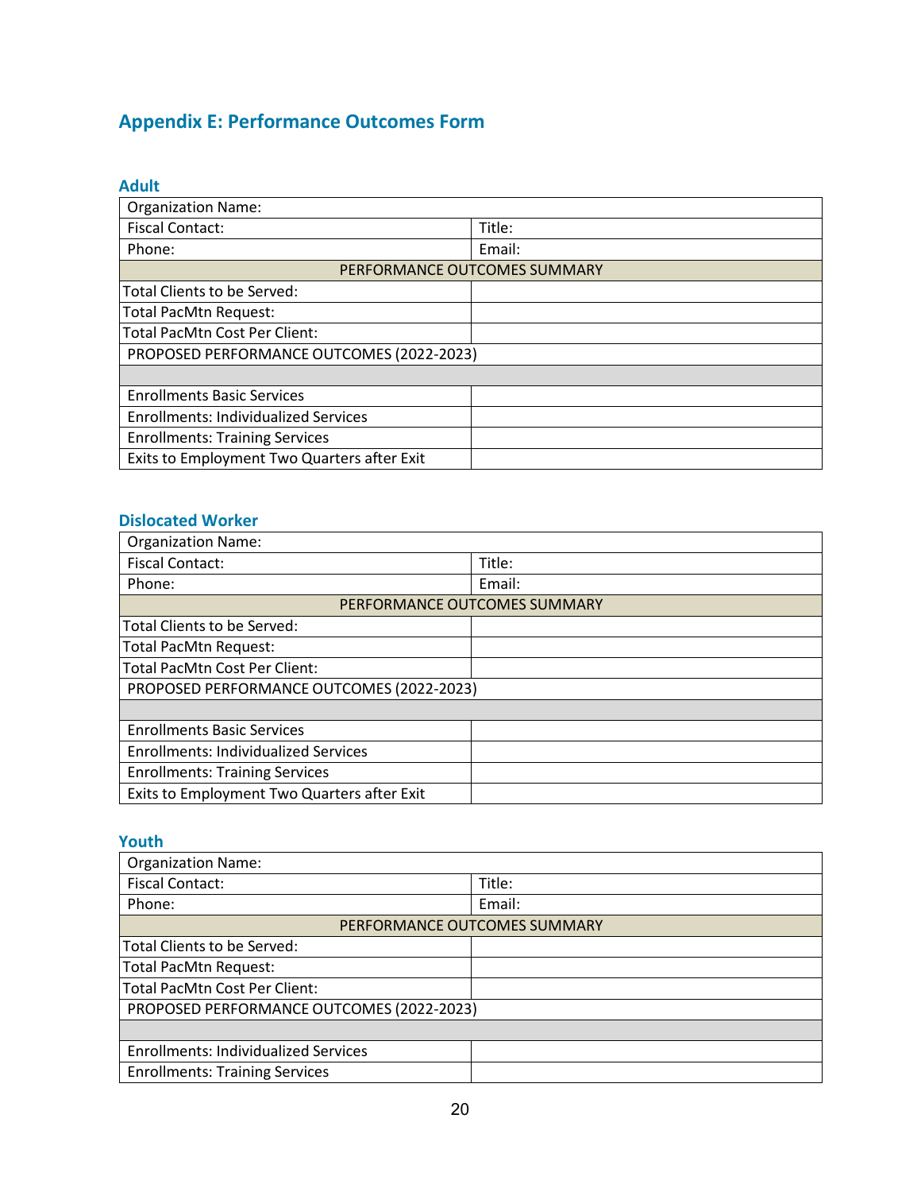## Appendix E: Performance Outcomes Form

### Adult

| Organization Name: | |
|---|---|
| Fiscal Contact: | Title: |
| Phone: | Email: |
| PERFORMANCE OUTCOMES SUMMARY | |
| Total Clients to be Served: | |
| Total PacMtn Request: | |
| Total PacMtn Cost Per Client: | |
| PROPOSED PERFORMANCE OUTCOMES (2022-2023) | |
| | |
| Enrollments Basic Services | |
| Enrollments: Individualized Services | |
| Enrollments: Training Services | |
| Exits to Employment Two Quarters after Exit | |

### Dislocated Worker

| Organization Name: | |
|---|---|
| Fiscal Contact: | Title: |
| Phone: | Email: |
| PERFORMANCE OUTCOMES SUMMARY | |
| Total Clients to be Served: | |
| Total PacMtn Request: | |
| Total PacMtn Cost Per Client: | |
| PROPOSED PERFORMANCE OUTCOMES (2022-2023) | |
| | |
| Enrollments Basic Services | |
| Enrollments: Individualized Services | |
| Enrollments: Training Services | |
| Exits to Employment Two Quarters after Exit | |

### Youth

| Organization Name: | |
|---|---|
| Fiscal Contact: | Title: |
| Phone: | Email: |
| PERFORMANCE OUTCOMES SUMMARY | |
| Total Clients to be Served: | |
| Total PacMtn Request: | |
| Total PacMtn Cost Per Client: | |
| PROPOSED PERFORMANCE OUTCOMES (2022-2023) | |
| | |
| Enrollments: Individualized Services | |
| Enrollments: Training Services | |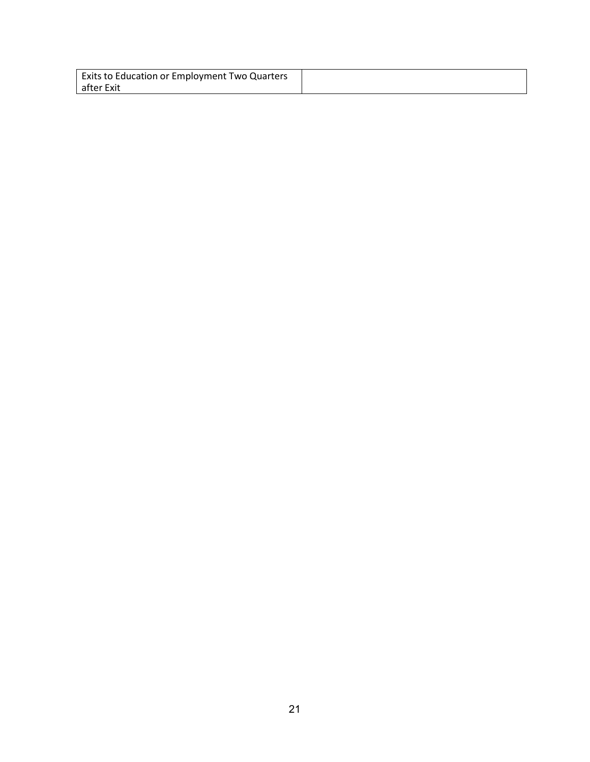| Exits to Education or Employment Two Quarters after Exit | |
|---|---|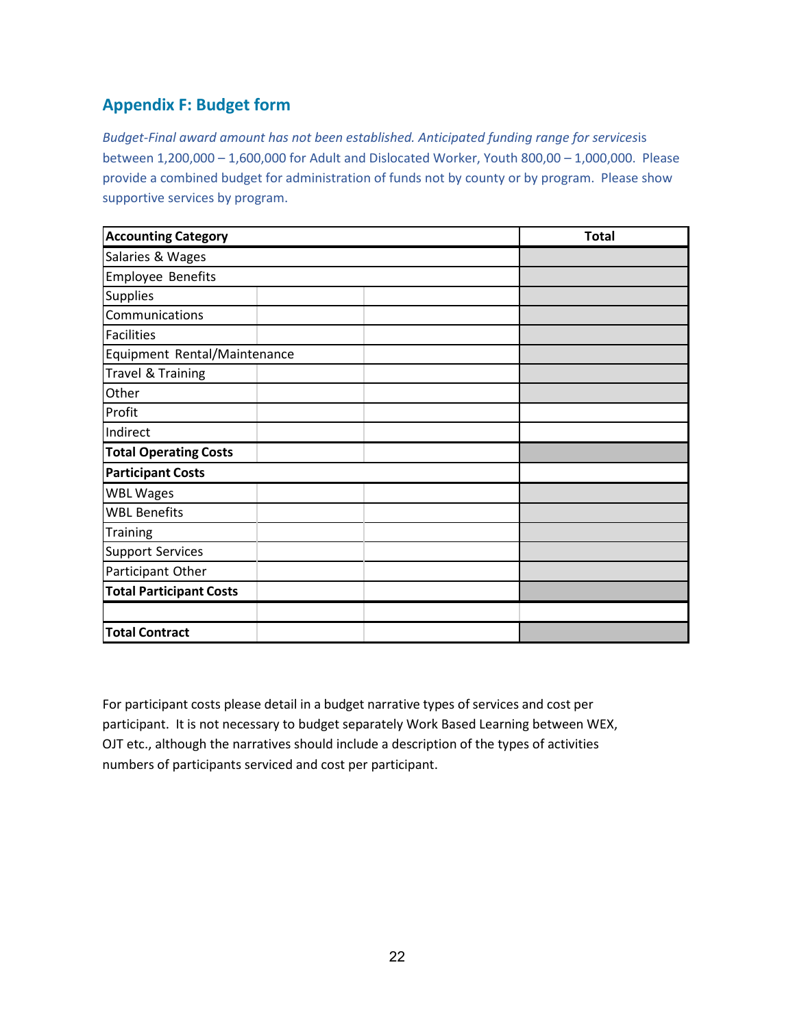## Appendix F: Budget form

*Budget-Final award amount has not been established. Anticipated funding range for services*is between 1,200,000 – 1,600,000 for Adult and Dislocated Worker, Youth 800,00 – 1,000,000. Please provide a combined budget for administration of funds not by county or by program. Please show supportive services by program.

| Accounting Category | Total |
|---|---|
| Salaries & Wages | |
| Employee Benefits | |
| Supplies | |
| Communications | |
| Facilities | |
| Equipment Rental/Maintenance | |
| Travel & Training | |
| Other | |
| Profit | |
| Indirect | |
| **Total Operating Costs** | |
| **Participant Costs** | |
| WBL Wages | |
| WBL Benefits | |
| Training | |
| Support Services | |
| Participant Other | |
| **Total Participant Costs** | |
| | |
| **Total Contract** | |

For participant costs please detail in a budget narrative types of services and cost per participant. It is not necessary to budget separately Work Based Learning between WEX, OJT etc., although the narratives should include a description of the types of activities numbers of participants serviced and cost per participant.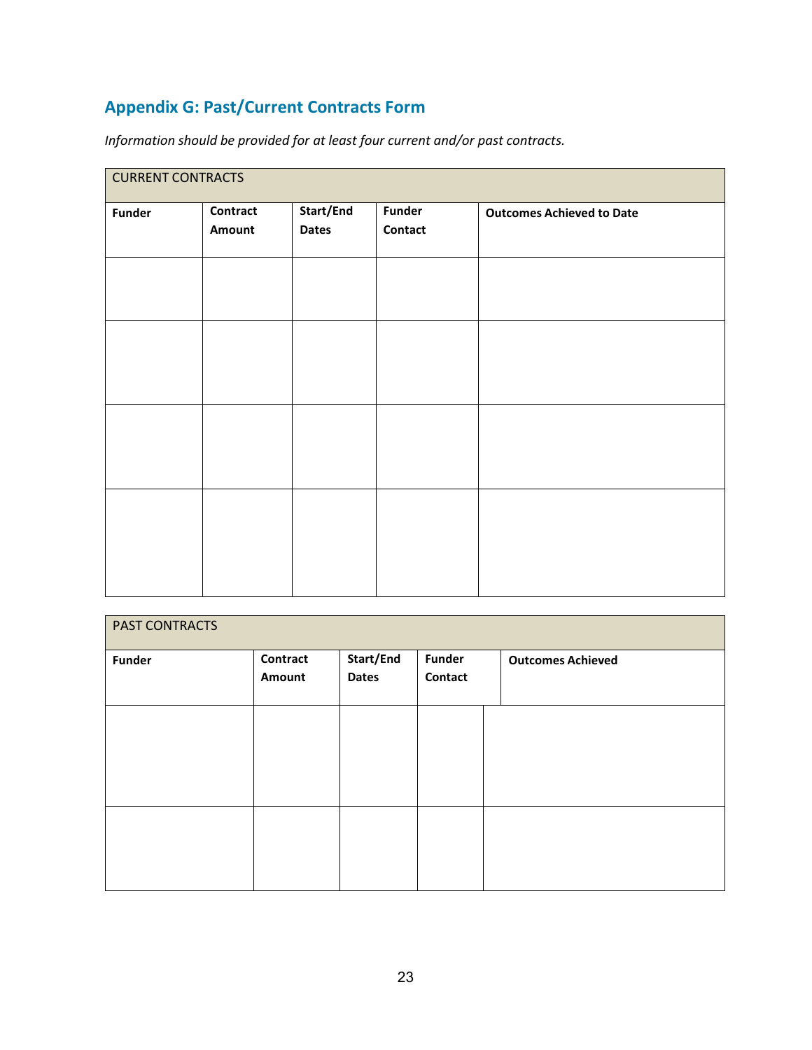## Appendix G: Past/Current Contracts Form

*Information should be provided for at least four current and/or past contracts.*

| CURRENT CONTRACTS | | | | |
|---|---|---|---|---|
| **Funder** | **Contract Amount** | **Start/End Dates** | **Funder Contact** | **Outcomes Achieved to Date** |
| | | | | |
| | | | | |
| | | | | |
| | | | | |

| PAST CONTRACTS | | | | |
|---|---|---|---|---|
| **Funder** | **Contract Amount** | **Start/End Dates** | **Funder Contact** | **Outcomes Achieved** |
| | | | | |
| | | | | |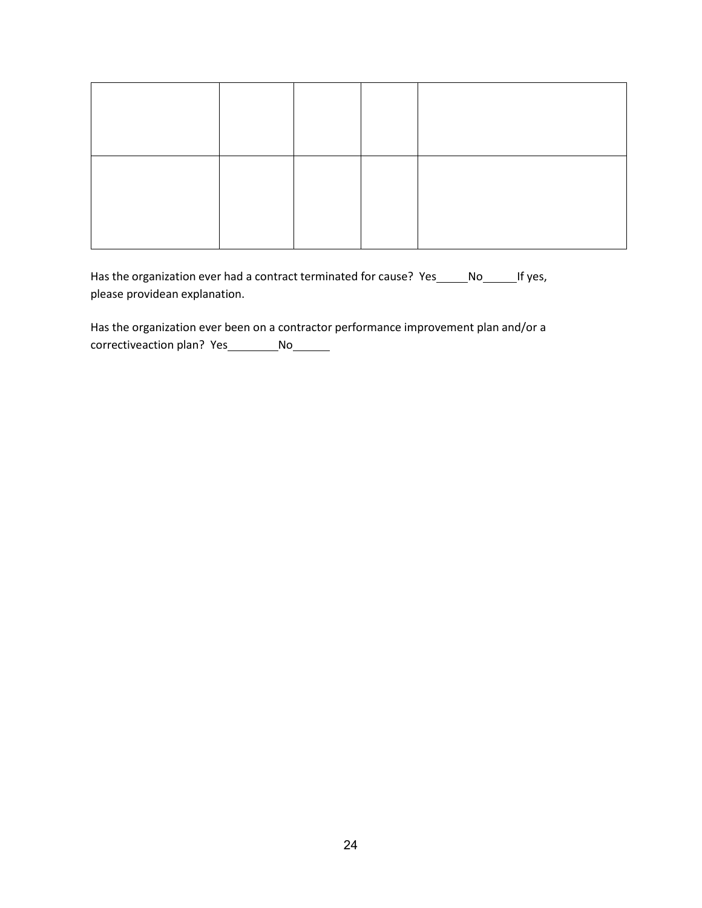| | | | | |
|---|---|---|---|---|
| | | | | |
| | | | | |

Has the organization ever had a contract terminated for cause? Yes_____ No_____ If yes, please providean explanation.

Has the organization ever been on a contractor performance improvement plan and/or a correctiveaction plan? Yes________ No______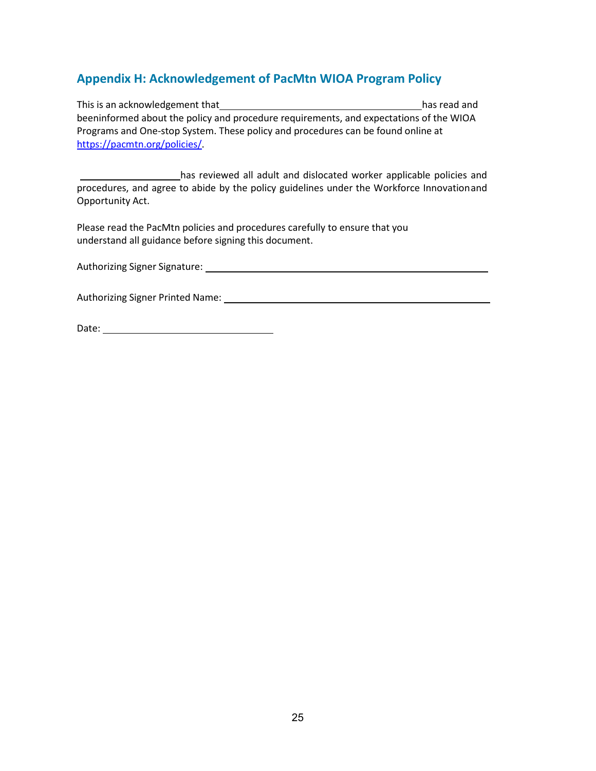## Appendix H: Acknowledgement of PacMtn WIOA Program Policy

This is an acknowledgement that ______________________________________ has read and beeninformed about the policy and procedure requirements, and expectations of the WIOA Programs and One-stop System. These policy and procedures can be found online at [https://pacmtn.org/policies/](https://pacmtn.org/policies/).

____________________ has reviewed all adult and dislocated worker applicable policies and procedures, and agree to abide by the policy guidelines under the Workforce Innovationand Opportunity Act.

Please read the PacMtn policies and procedures carefully to ensure that you understand all guidance before signing this document.

Authorizing Signer Signature: ______________________________________________________

Authorizing Signer Printed Name: __________________________________________________

Date: ________________________________